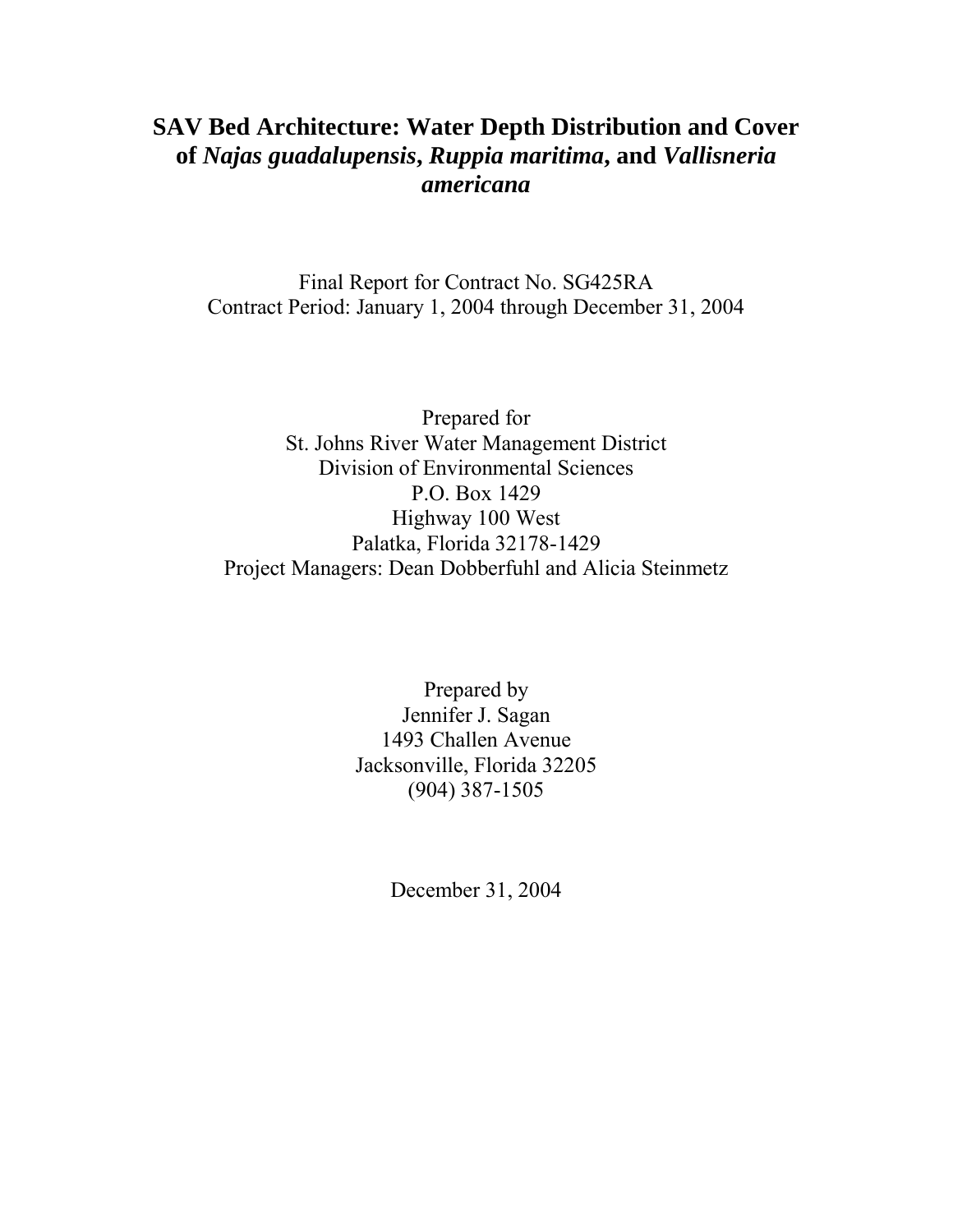# SAV Bed Architecture: Water Depth Distribution and Cover of *Najas guadalupensis*, *Ruppia maritima*, and *Vallisneria americana*

Final Report for Contract No. SG425RA
Contract Period: January 1, 2004 through December 31, 2004

Prepared for
St. Johns River Water Management District
Division of Environmental Sciences
P.O. Box 1429
Highway 100 West
Palatka, Florida 32178-1429
Project Managers: Dean Dobberfuhl and Alicia Steinmetz

Prepared by
Jennifer J. Sagan
1493 Challen Avenue
Jacksonville, Florida 32205
(904) 387-1505

December 31, 2004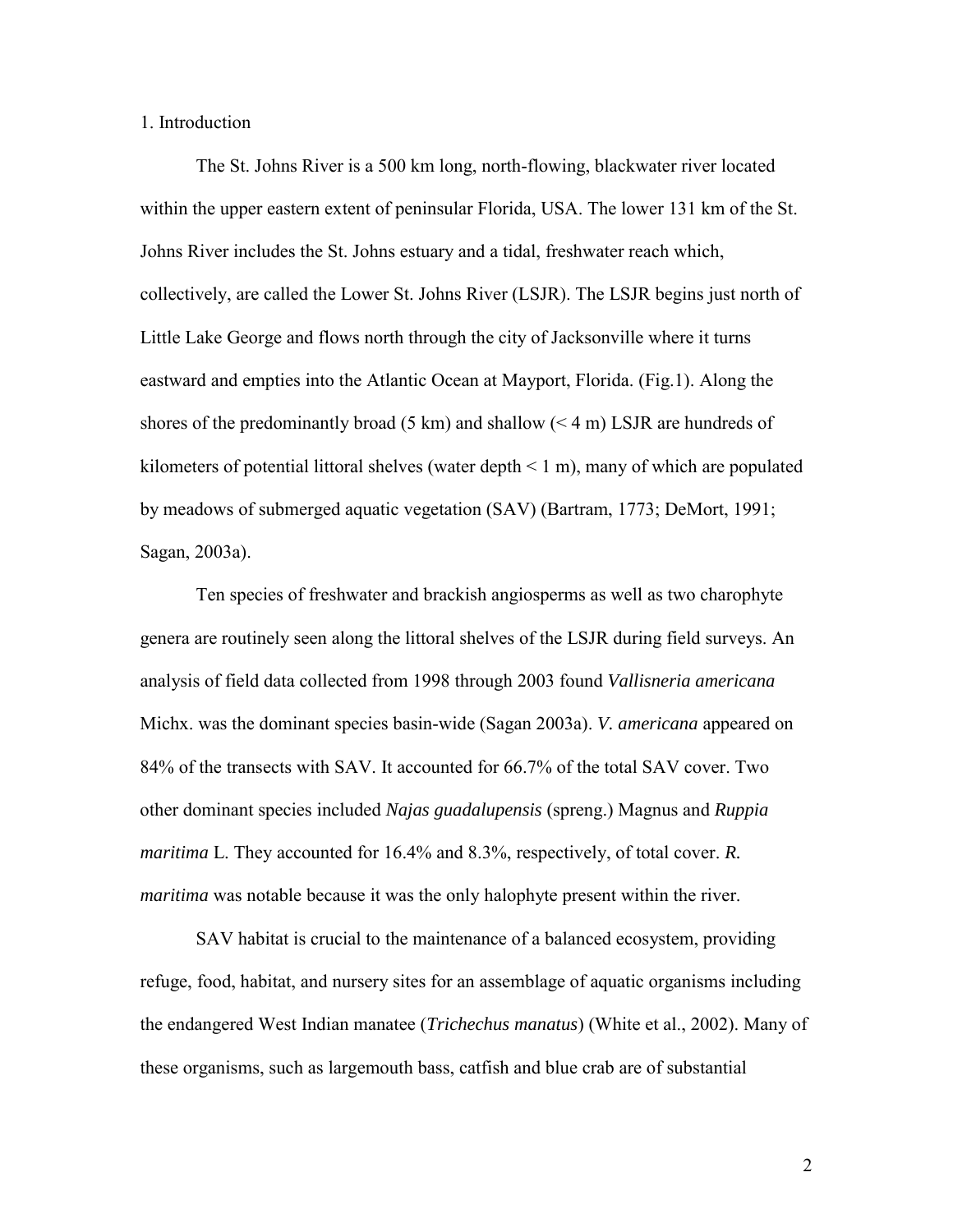1. Introduction

The St. Johns River is a 500 km long, north-flowing, blackwater river located within the upper eastern extent of peninsular Florida, USA. The lower 131 km of the St. Johns River includes the St. Johns estuary and a tidal, freshwater reach which, collectively, are called the Lower St. Johns River (LSJR). The LSJR begins just north of Little Lake George and flows north through the city of Jacksonville where it turns eastward and empties into the Atlantic Ocean at Mayport, Florida. (Fig.1). Along the shores of the predominantly broad (5 km) and shallow (< 4 m) LSJR are hundreds of kilometers of potential littoral shelves (water depth < 1 m), many of which are populated by meadows of submerged aquatic vegetation (SAV) (Bartram, 1773; DeMort, 1991; Sagan, 2003a).

Ten species of freshwater and brackish angiosperms as well as two charophyte genera are routinely seen along the littoral shelves of the LSJR during field surveys. An analysis of field data collected from 1998 through 2003 found *Vallisneria americana* Michx. was the dominant species basin-wide (Sagan 2003a). *V. americana* appeared on 84% of the transects with SAV. It accounted for 66.7% of the total SAV cover. Two other dominant species included *Najas guadalupensis* (spreng.) Magnus and *Ruppia maritima* L. They accounted for 16.4% and 8.3%, respectively, of total cover. *R. maritima* was notable because it was the only halophyte present within the river.

SAV habitat is crucial to the maintenance of a balanced ecosystem, providing refuge, food, habitat, and nursery sites for an assemblage of aquatic organisms including the endangered West Indian manatee (*Trichechus manatus*) (White et al., 2002). Many of these organisms, such as largemouth bass, catfish and blue crab are of substantial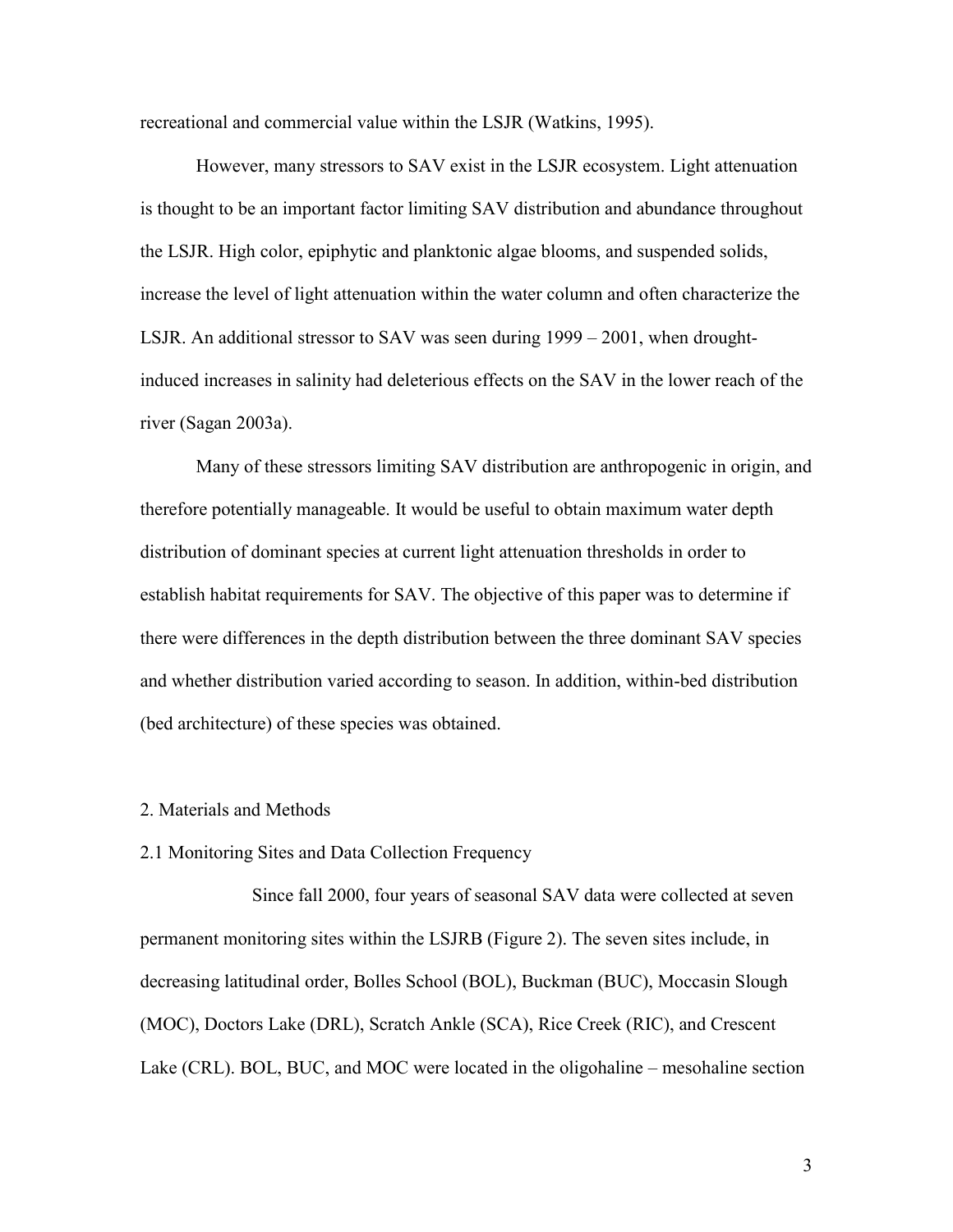recreational and commercial value within the LSJR (Watkins, 1995).

However, many stressors to SAV exist in the LSJR ecosystem. Light attenuation is thought to be an important factor limiting SAV distribution and abundance throughout the LSJR. High color, epiphytic and planktonic algae blooms, and suspended solids, increase the level of light attenuation within the water column and often characterize the LSJR. An additional stressor to SAV was seen during 1999 – 2001, when drought-induced increases in salinity had deleterious effects on the SAV in the lower reach of the river (Sagan 2003a).

Many of these stressors limiting SAV distribution are anthropogenic in origin, and therefore potentially manageable. It would be useful to obtain maximum water depth distribution of dominant species at current light attenuation thresholds in order to establish habitat requirements for SAV. The objective of this paper was to determine if there were differences in the depth distribution between the three dominant SAV species and whether distribution varied according to season. In addition, within-bed distribution (bed architecture) of these species was obtained.

## 2. Materials and Methods

### 2.1 Monitoring Sites and Data Collection Frequency

Since fall 2000, four years of seasonal SAV data were collected at seven permanent monitoring sites within the LSJRB (Figure 2). The seven sites include, in decreasing latitudinal order, Bolles School (BOL), Buckman (BUC), Moccasin Slough (MOC), Doctors Lake (DRL), Scratch Ankle (SCA), Rice Creek (RIC), and Crescent Lake (CRL). BOL, BUC, and MOC were located in the oligohaline – mesohaline section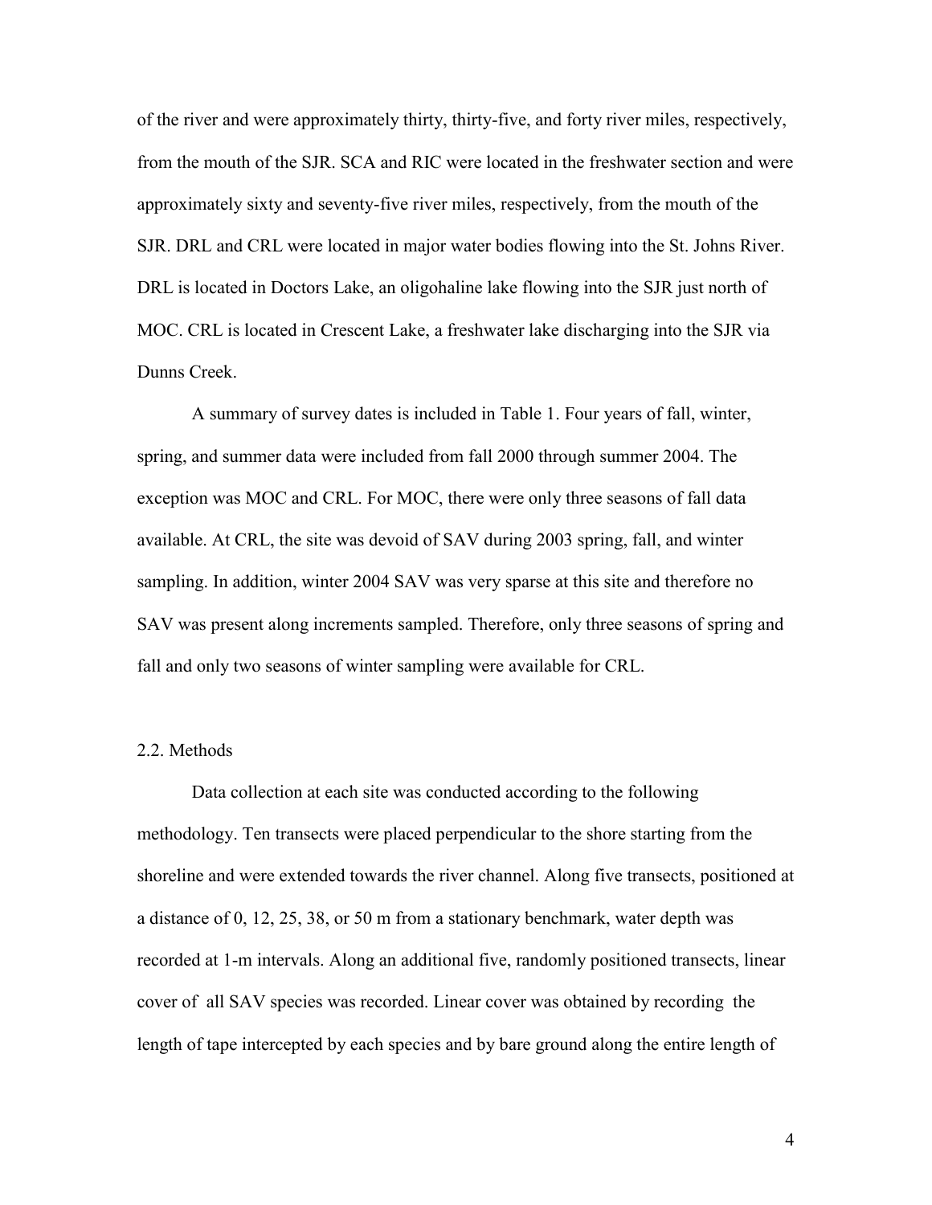of the river and were approximately thirty, thirty-five, and forty river miles, respectively, from the mouth of the SJR. SCA and RIC were located in the freshwater section and were approximately sixty and seventy-five river miles, respectively, from the mouth of the SJR. DRL and CRL were located in major water bodies flowing into the St. Johns River. DRL is located in Doctors Lake, an oligohaline lake flowing into the SJR just north of MOC. CRL is located in Crescent Lake, a freshwater lake discharging into the SJR via Dunns Creek.

A summary of survey dates is included in Table 1. Four years of fall, winter, spring, and summer data were included from fall 2000 through summer 2004. The exception was MOC and CRL. For MOC, there were only three seasons of fall data available. At CRL, the site was devoid of SAV during 2003 spring, fall, and winter sampling. In addition, winter 2004 SAV was very sparse at this site and therefore no SAV was present along increments sampled. Therefore, only three seasons of spring and fall and only two seasons of winter sampling were available for CRL.

## 2.2. Methods

Data collection at each site was conducted according to the following methodology. Ten transects were placed perpendicular to the shore starting from the shoreline and were extended towards the river channel. Along five transects, positioned at a distance of 0, 12, 25, 38, or 50 m from a stationary benchmark, water depth was recorded at 1-m intervals. Along an additional five, randomly positioned transects, linear cover of all SAV species was recorded. Linear cover was obtained by recording the length of tape intercepted by each species and by bare ground along the entire length of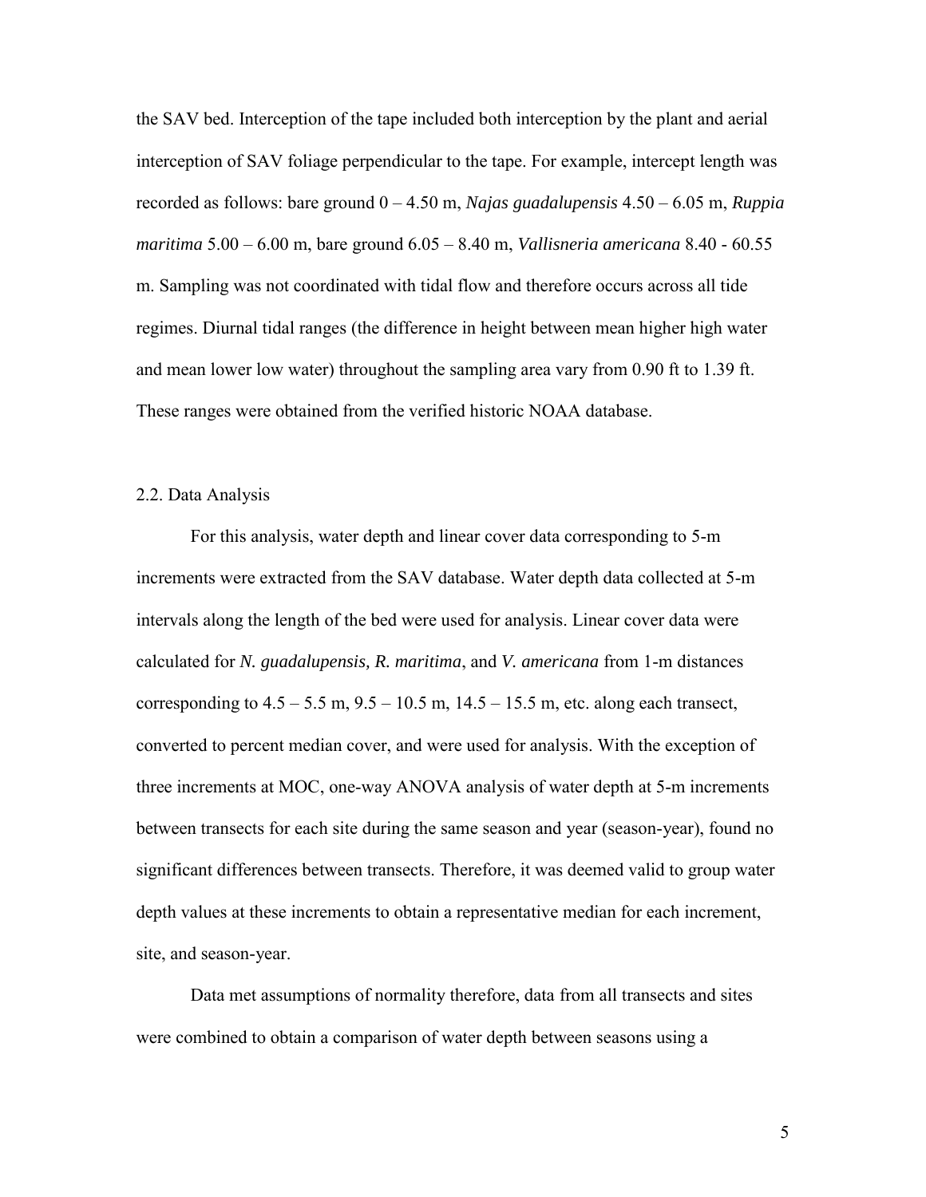the SAV bed. Interception of the tape included both interception by the plant and aerial interception of SAV foliage perpendicular to the tape. For example, intercept length was recorded as follows: bare ground 0 – 4.50 m, *Najas guadalupensis* 4.50 – 6.05 m, *Ruppia maritima* 5.00 – 6.00 m, bare ground 6.05 – 8.40 m, *Vallisneria americana* 8.40 - 60.55 m. Sampling was not coordinated with tidal flow and therefore occurs across all tide regimes. Diurnal tidal ranges (the difference in height between mean higher high water and mean lower low water) throughout the sampling area vary from 0.90 ft to 1.39 ft. These ranges were obtained from the verified historic NOAA database.

## 2.2. Data Analysis

For this analysis, water depth and linear cover data corresponding to 5-m increments were extracted from the SAV database. Water depth data collected at 5-m intervals along the length of the bed were used for analysis. Linear cover data were calculated for *N. guadalupensis, R. maritima*, and *V. americana* from 1-m distances corresponding to 4.5 – 5.5 m, 9.5 – 10.5 m, 14.5 – 15.5 m, etc. along each transect, converted to percent median cover, and were used for analysis. With the exception of three increments at MOC, one-way ANOVA analysis of water depth at 5-m increments between transects for each site during the same season and year (season-year), found no significant differences between transects. Therefore, it was deemed valid to group water depth values at these increments to obtain a representative median for each increment, site, and season-year.

Data met assumptions of normality therefore, data from all transects and sites were combined to obtain a comparison of water depth between seasons using a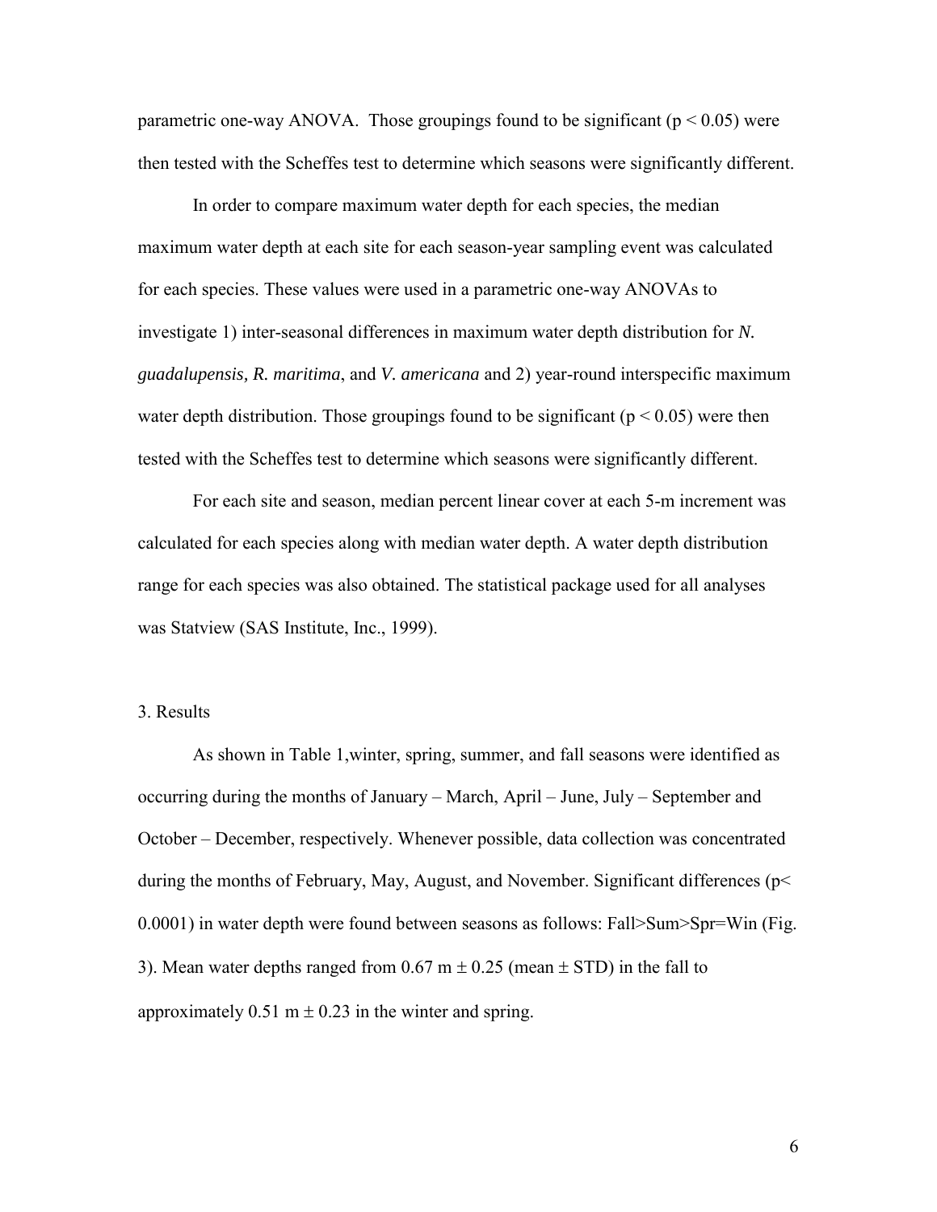parametric one-way ANOVA. Those groupings found to be significant ($p < 0.05$) were then tested with the Scheffes test to determine which seasons were significantly different.

In order to compare maximum water depth for each species, the median maximum water depth at each site for each season-year sampling event was calculated for each species. These values were used in a parametric one-way ANOVAs to investigate 1) inter-seasonal differences in maximum water depth distribution for *N. guadalupensis, R. maritima*, and *V. americana* and 2) year-round interspecific maximum water depth distribution. Those groupings found to be significant ($p < 0.05$) were then tested with the Scheffes test to determine which seasons were significantly different.

For each site and season, median percent linear cover at each 5-m increment was calculated for each species along with median water depth. A water depth distribution range for each species was also obtained. The statistical package used for all analyses was Statview (SAS Institute, Inc., 1999).

## 3. Results

As shown in Table 1,winter, spring, summer, and fall seasons were identified as occurring during the months of January – March, April – June, July – September and October – December, respectively. Whenever possible, data collection was concentrated during the months of February, May, August, and November. Significant differences ($p < 0.0001$) in water depth were found between seasons as follows: Fall>Sum>Spr=Win (Fig. 3). Mean water depths ranged from 0.67 m $\pm$ 0.25 (mean $\pm$ STD) in the fall to approximately 0.51 m $\pm$ 0.23 in the winter and spring.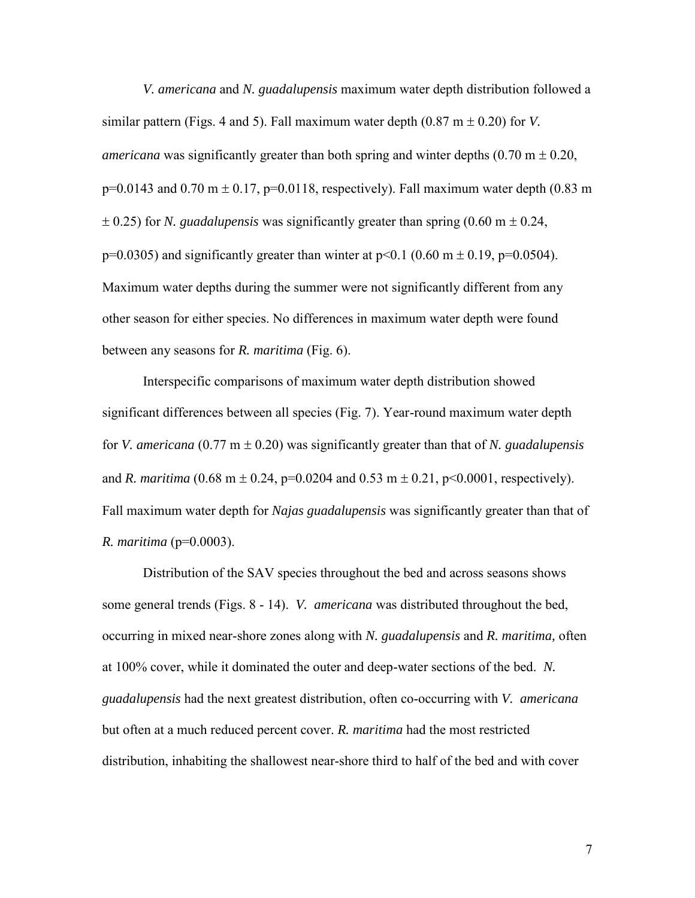*V. americana* and *N. guadalupensis* maximum water depth distribution followed a similar pattern (Figs. 4 and 5). Fall maximum water depth (0.87 m $\pm$ 0.20) for *V. americana* was significantly greater than both spring and winter depths (0.70 m $\pm$ 0.20, $p=0.0143$ and 0.70 m $\pm$ 0.17, $p=0.0118$, respectively). Fall maximum water depth (0.83 m $\pm$ 0.25) for *N. guadalupensis* was significantly greater than spring (0.60 m $\pm$ 0.24, $p=0.0305$) and significantly greater than winter at $p<0.1$ (0.60 m $\pm$ 0.19, $p=0.0504$). Maximum water depths during the summer were not significantly different from any other season for either species. No differences in maximum water depth were found between any seasons for *R. maritima* (Fig. 6).

Interspecific comparisons of maximum water depth distribution showed significant differences between all species (Fig. 7). Year-round maximum water depth for *V. americana* (0.77 m $\pm$ 0.20) was significantly greater than that of *N. guadalupensis* and *R. maritima* (0.68 m $\pm$ 0.24, $p=0.0204$ and 0.53 m $\pm$ 0.21, $p<0.0001$, respectively). Fall maximum water depth for *Najas guadalupensis* was significantly greater than that of *R. maritima* ($p=0.0003$).

Distribution of the SAV species throughout the bed and across seasons shows some general trends (Figs. 8 - 14). *V. americana* was distributed throughout the bed, occurring in mixed near-shore zones along with *N. guadalupensis* and *R. maritima,* often at 100% cover, while it dominated the outer and deep-water sections of the bed. *N. guadalupensis* had the next greatest distribution, often co-occurring with *V. americana* but often at a much reduced percent cover. *R. maritima* had the most restricted distribution, inhabiting the shallowest near-shore third to half of the bed and with cover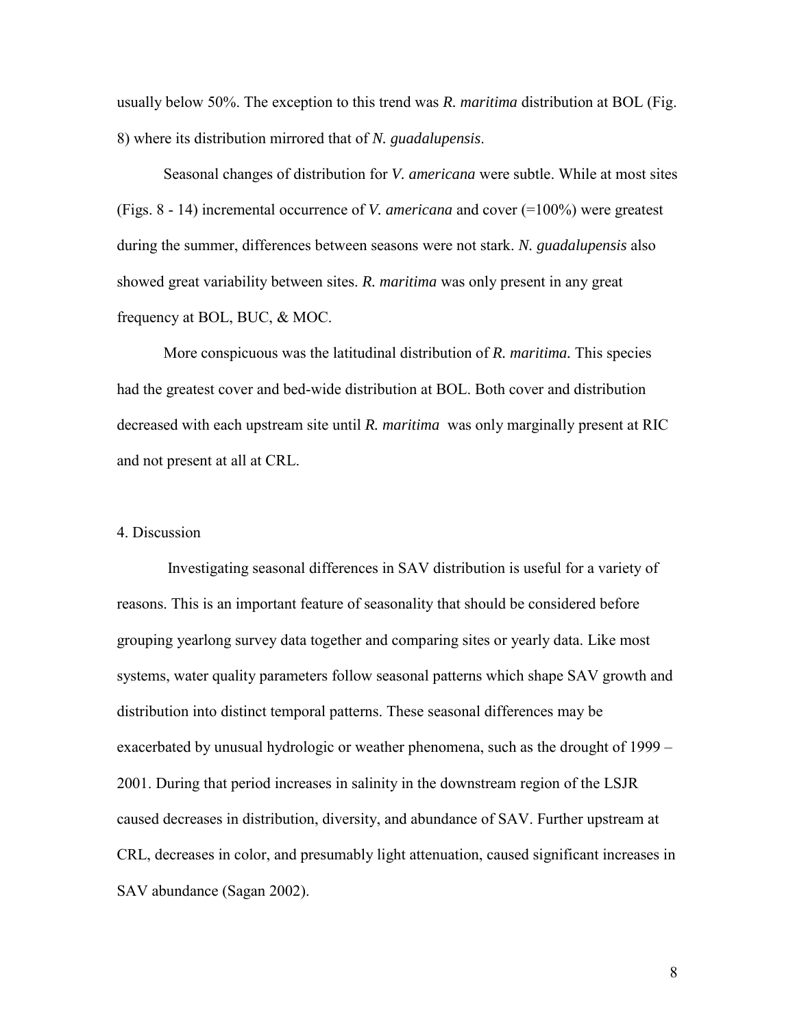usually below 50%. The exception to this trend was *R. maritima* distribution at BOL (Fig. 8) where its distribution mirrored that of *N. guadalupensis*.

Seasonal changes of distribution for *V. americana* were subtle. While at most sites (Figs. 8 - 14) incremental occurrence of *V. americana* and cover (=100%) were greatest during the summer, differences between seasons were not stark. *N. guadalupensis* also showed great variability between sites. *R. maritima* was only present in any great frequency at BOL, BUC, & MOC.

More conspicuous was the latitudinal distribution of *R. maritima.* This species had the greatest cover and bed-wide distribution at BOL. Both cover and distribution decreased with each upstream site until *R. maritima* was only marginally present at RIC and not present at all at CRL.

## 4. Discussion

Investigating seasonal differences in SAV distribution is useful for a variety of reasons. This is an important feature of seasonality that should be considered before grouping yearlong survey data together and comparing sites or yearly data. Like most systems, water quality parameters follow seasonal patterns which shape SAV growth and distribution into distinct temporal patterns. These seasonal differences may be exacerbated by unusual hydrologic or weather phenomena, such as the drought of 1999 – 2001. During that period increases in salinity in the downstream region of the LSJR caused decreases in distribution, diversity, and abundance of SAV. Further upstream at CRL, decreases in color, and presumably light attenuation, caused significant increases in SAV abundance (Sagan 2002).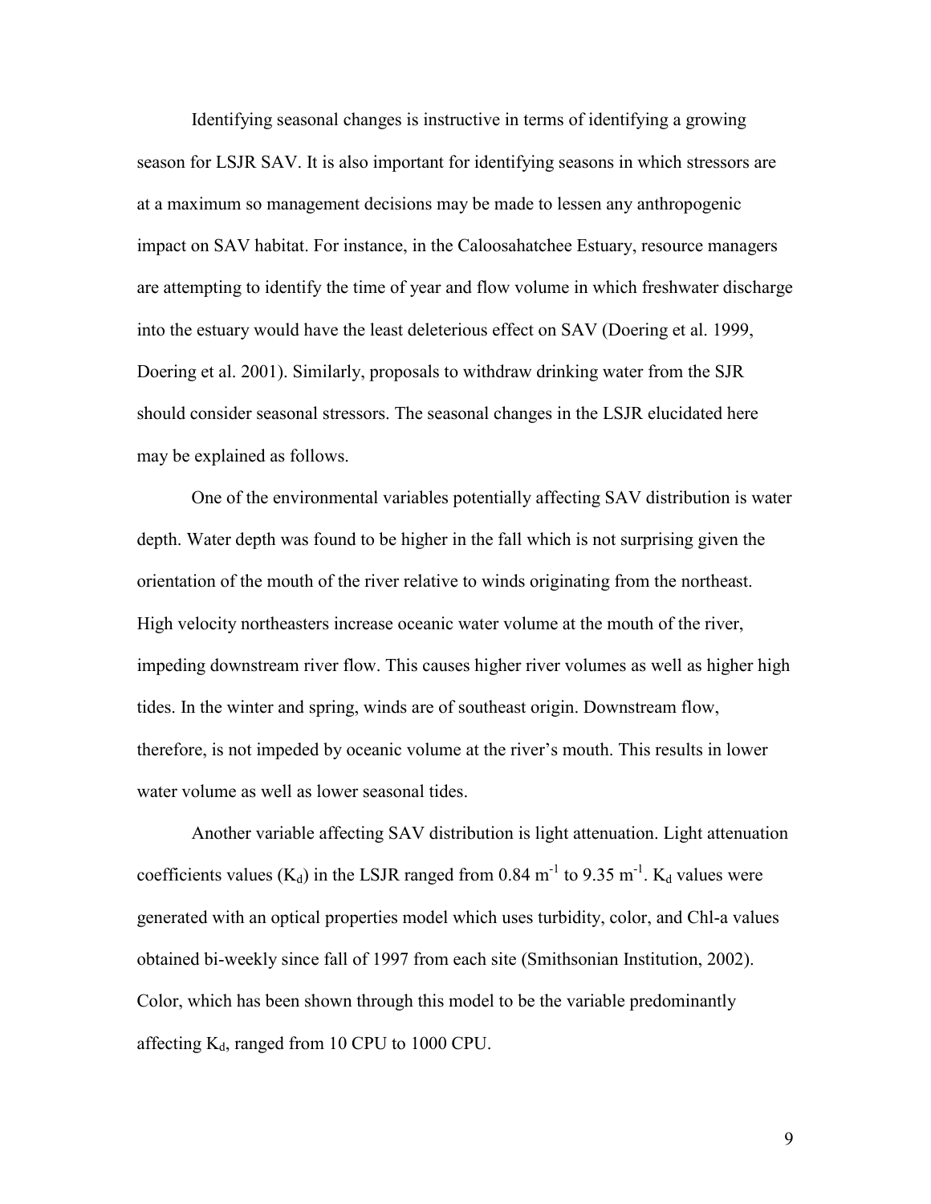Identifying seasonal changes is instructive in terms of identifying a growing season for LSJR SAV. It is also important for identifying seasons in which stressors are at a maximum so management decisions may be made to lessen any anthropogenic impact on SAV habitat. For instance, in the Caloosahatchee Estuary, resource managers are attempting to identify the time of year and flow volume in which freshwater discharge into the estuary would have the least deleterious effect on SAV (Doering et al. 1999, Doering et al. 2001). Similarly, proposals to withdraw drinking water from the SJR should consider seasonal stressors. The seasonal changes in the LSJR elucidated here may be explained as follows.

One of the environmental variables potentially affecting SAV distribution is water depth. Water depth was found to be higher in the fall which is not surprising given the orientation of the mouth of the river relative to winds originating from the northeast. High velocity northeasters increase oceanic water volume at the mouth of the river, impeding downstream river flow. This causes higher river volumes as well as higher high tides. In the winter and spring, winds are of southeast origin. Downstream flow, therefore, is not impeded by oceanic volume at the river's mouth. This results in lower water volume as well as lower seasonal tides.

Another variable affecting SAV distribution is light attenuation. Light attenuation coefficients values ($K_d$) in the LSJR ranged from 0.84 $m^{-1}$ to 9.35 $m^{-1}$. $K_d$ values were generated with an optical properties model which uses turbidity, color, and Chl-a values obtained bi-weekly since fall of 1997 from each site (Smithsonian Institution, 2002). Color, which has been shown through this model to be the variable predominantly affecting $K_d$, ranged from 10 CPU to 1000 CPU.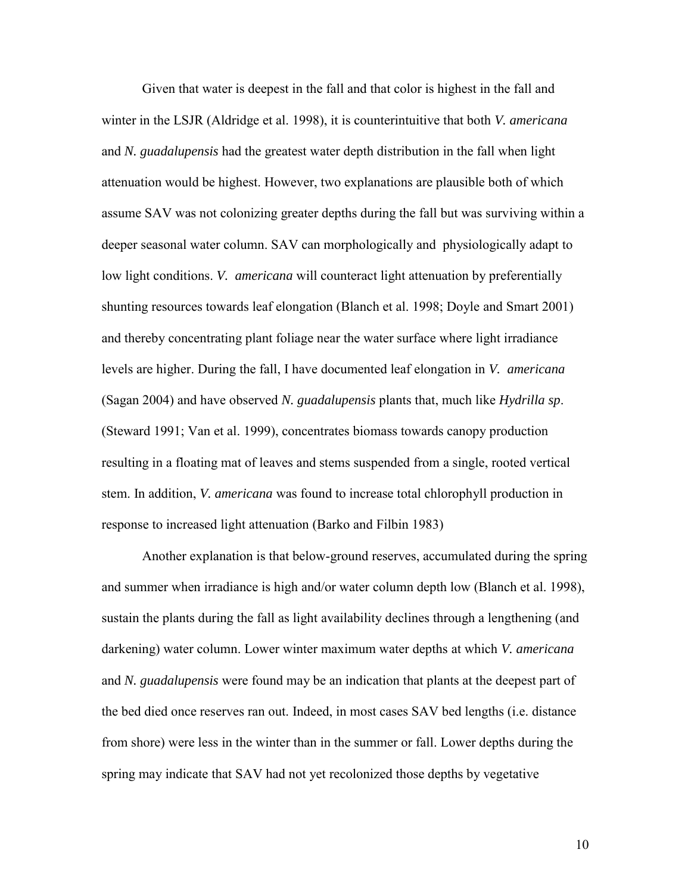Given that water is deepest in the fall and that color is highest in the fall and winter in the LSJR (Aldridge et al. 1998), it is counterintuitive that both *V. americana* and *N. guadalupensis* had the greatest water depth distribution in the fall when light attenuation would be highest. However, two explanations are plausible both of which assume SAV was not colonizing greater depths during the fall but was surviving within a deeper seasonal water column. SAV can morphologically and physiologically adapt to low light conditions. *V. americana* will counteract light attenuation by preferentially shunting resources towards leaf elongation (Blanch et al. 1998; Doyle and Smart 2001) and thereby concentrating plant foliage near the water surface where light irradiance levels are higher. During the fall, I have documented leaf elongation in *V. americana* (Sagan 2004) and have observed *N. guadalupensis* plants that, much like *Hydrilla sp*. (Steward 1991; Van et al. 1999), concentrates biomass towards canopy production resulting in a floating mat of leaves and stems suspended from a single, rooted vertical stem. In addition, *V. americana* was found to increase total chlorophyll production in response to increased light attenuation (Barko and Filbin 1983)

Another explanation is that below-ground reserves, accumulated during the spring and summer when irradiance is high and/or water column depth low (Blanch et al. 1998), sustain the plants during the fall as light availability declines through a lengthening (and darkening) water column. Lower winter maximum water depths at which *V. americana* and *N. guadalupensis* were found may be an indication that plants at the deepest part of the bed died once reserves ran out. Indeed, in most cases SAV bed lengths (i.e. distance from shore) were less in the winter than in the summer or fall. Lower depths during the spring may indicate that SAV had not yet recolonized those depths by vegetative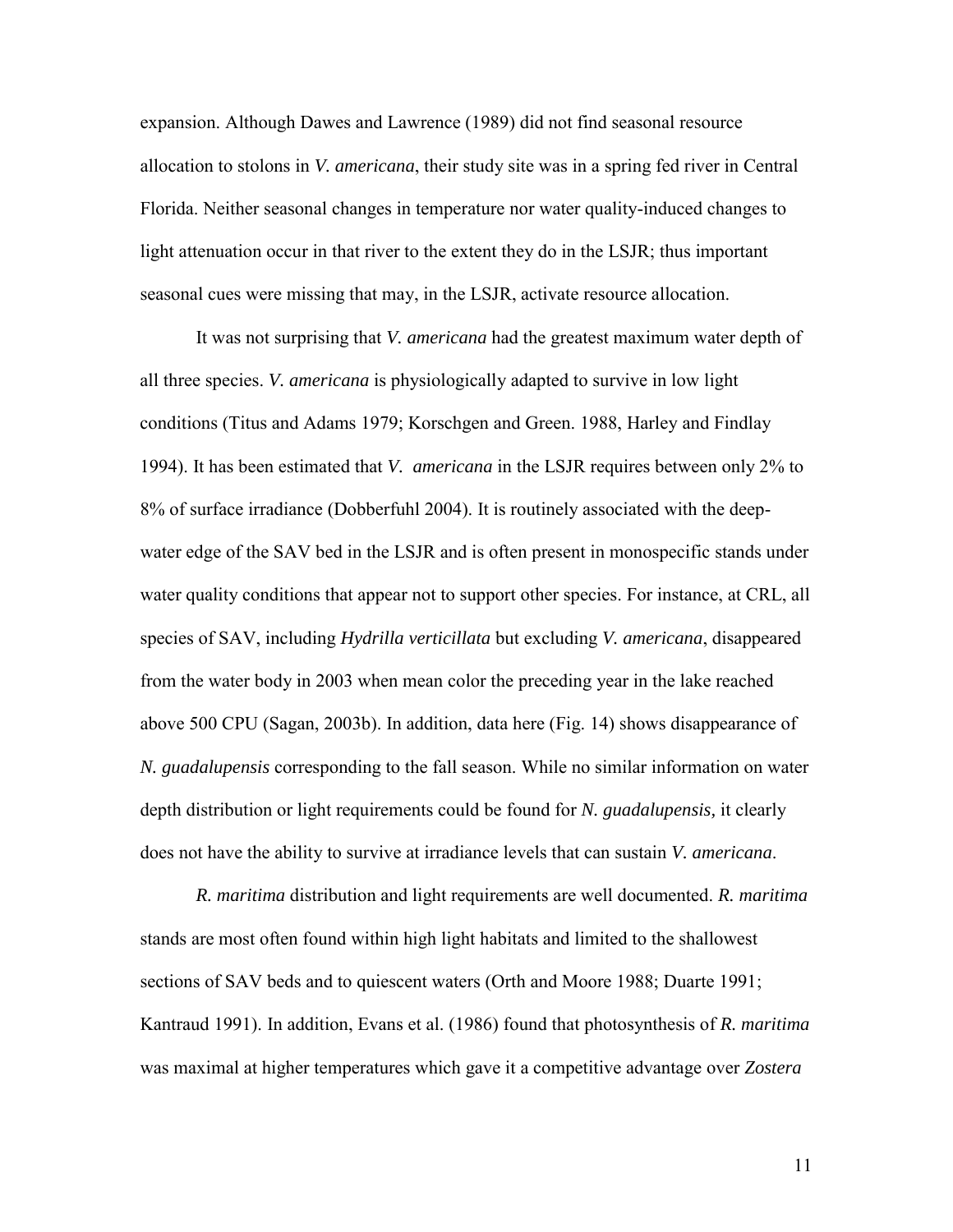expansion. Although Dawes and Lawrence (1989) did not find seasonal resource allocation to stolons in *V. americana*, their study site was in a spring fed river in Central Florida. Neither seasonal changes in temperature nor water quality-induced changes to light attenuation occur in that river to the extent they do in the LSJR; thus important seasonal cues were missing that may, in the LSJR, activate resource allocation.

It was not surprising that *V. americana* had the greatest maximum water depth of all three species. *V. americana* is physiologically adapted to survive in low light conditions (Titus and Adams 1979; Korschgen and Green. 1988, Harley and Findlay 1994). It has been estimated that *V. americana* in the LSJR requires between only 2% to 8% of surface irradiance (Dobberfuhl 2004). It is routinely associated with the deep-water edge of the SAV bed in the LSJR and is often present in monospecific stands under water quality conditions that appear not to support other species. For instance, at CRL, all species of SAV, including *Hydrilla verticillata* but excluding *V. americana*, disappeared from the water body in 2003 when mean color the preceding year in the lake reached above 500 CPU (Sagan, 2003b). In addition, data here (Fig. 14) shows disappearance of *N. guadalupensis* corresponding to the fall season. While no similar information on water depth distribution or light requirements could be found for *N. guadalupensis,* it clearly does not have the ability to survive at irradiance levels that can sustain *V. americana*.

*R. maritima* distribution and light requirements are well documented. *R. maritima* stands are most often found within high light habitats and limited to the shallowest sections of SAV beds and to quiescent waters (Orth and Moore 1988; Duarte 1991; Kantraud 1991). In addition, Evans et al. (1986) found that photosynthesis of *R. maritima* was maximal at higher temperatures which gave it a competitive advantage over *Zostera*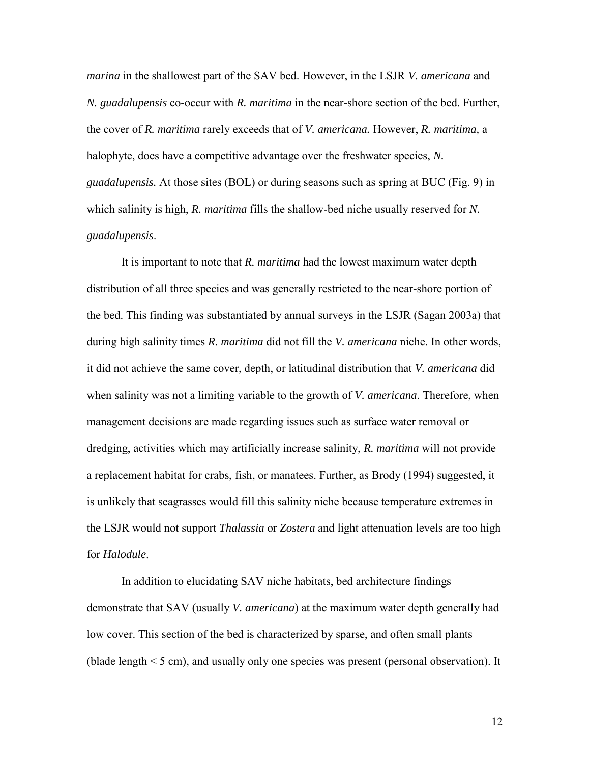*marina* in the shallowest part of the SAV bed. However, in the LSJR *V. americana* and *N. guadalupensis* co-occur with *R. maritima* in the near-shore section of the bed. Further, the cover of *R. maritima* rarely exceeds that of *V. americana.* However, *R. maritima,* a halophyte, does have a competitive advantage over the freshwater species, *N. guadalupensis.* At those sites (BOL) or during seasons such as spring at BUC (Fig. 9) in which salinity is high, *R. maritima* fills the shallow-bed niche usually reserved for *N. guadalupensis*.

It is important to note that *R. maritima* had the lowest maximum water depth distribution of all three species and was generally restricted to the near-shore portion of the bed. This finding was substantiated by annual surveys in the LSJR (Sagan 2003a) that during high salinity times *R. maritima* did not fill the *V. americana* niche. In other words, it did not achieve the same cover, depth, or latitudinal distribution that *V. americana* did when salinity was not a limiting variable to the growth of *V. americana*. Therefore, when management decisions are made regarding issues such as surface water removal or dredging, activities which may artificially increase salinity, *R. maritima* will not provide a replacement habitat for crabs, fish, or manatees. Further, as Brody (1994) suggested, it is unlikely that seagrasses would fill this salinity niche because temperature extremes in the LSJR would not support *Thalassia* or *Zostera* and light attenuation levels are too high for *Halodule*.

In addition to elucidating SAV niche habitats, bed architecture findings demonstrate that SAV (usually *V. americana*) at the maximum water depth generally had low cover. This section of the bed is characterized by sparse, and often small plants (blade length < 5 cm), and usually only one species was present (personal observation). It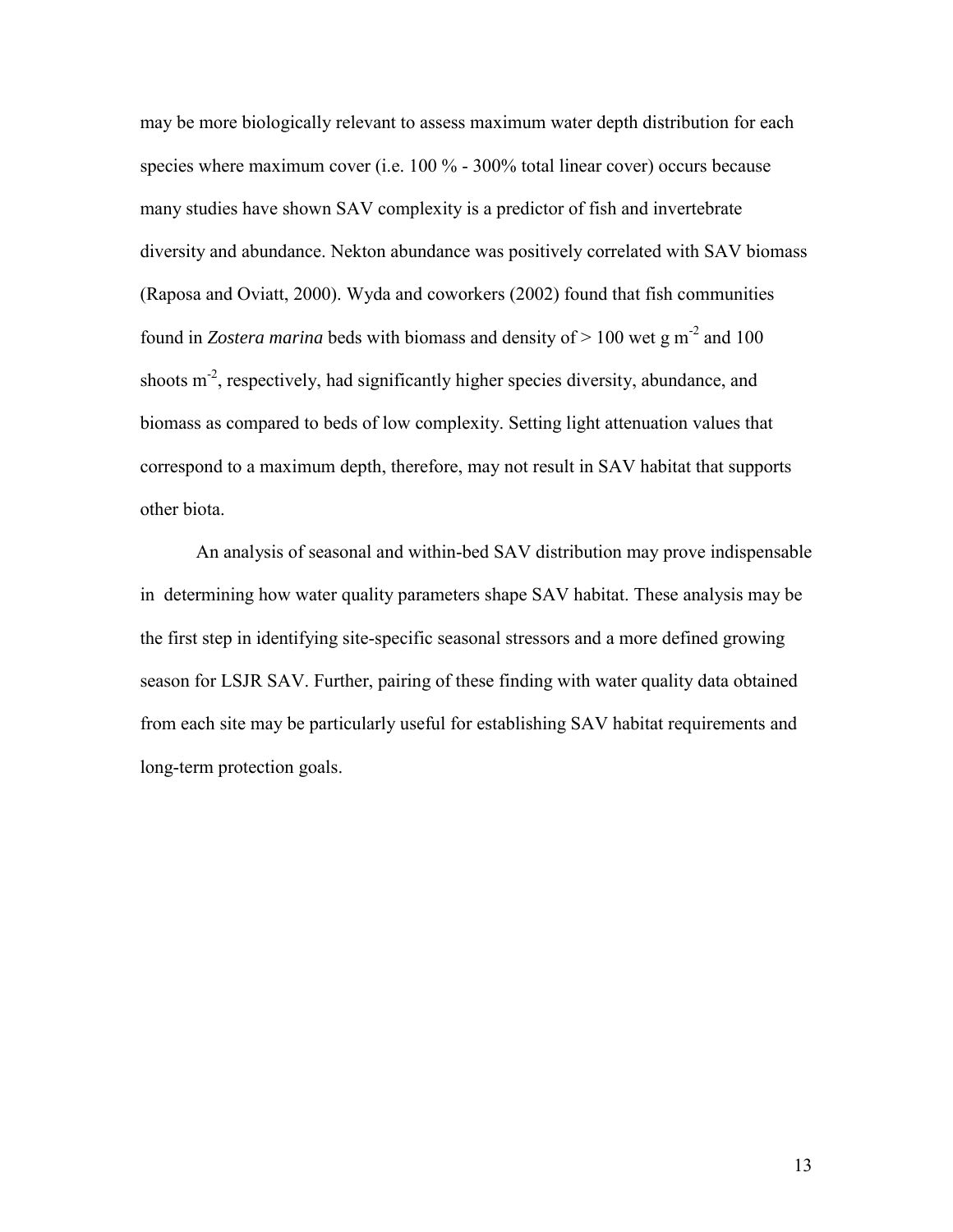may be more biologically relevant to assess maximum water depth distribution for each species where maximum cover (i.e. 100 % - 300% total linear cover) occurs because many studies have shown SAV complexity is a predictor of fish and invertebrate diversity and abundance. Nekton abundance was positively correlated with SAV biomass (Raposa and Oviatt, 2000). Wyda and coworkers (2002) found that fish communities found in *Zostera marina* beds with biomass and density of > 100 wet g $m^{-2}$ and 100 shoots $m^{-2}$, respectively, had significantly higher species diversity, abundance, and biomass as compared to beds of low complexity. Setting light attenuation values that correspond to a maximum depth, therefore, may not result in SAV habitat that supports other biota.

An analysis of seasonal and within-bed SAV distribution may prove indispensable in determining how water quality parameters shape SAV habitat. These analysis may be the first step in identifying site-specific seasonal stressors and a more defined growing season for LSJR SAV. Further, pairing of these finding with water quality data obtained from each site may be particularly useful for establishing SAV habitat requirements and long-term protection goals.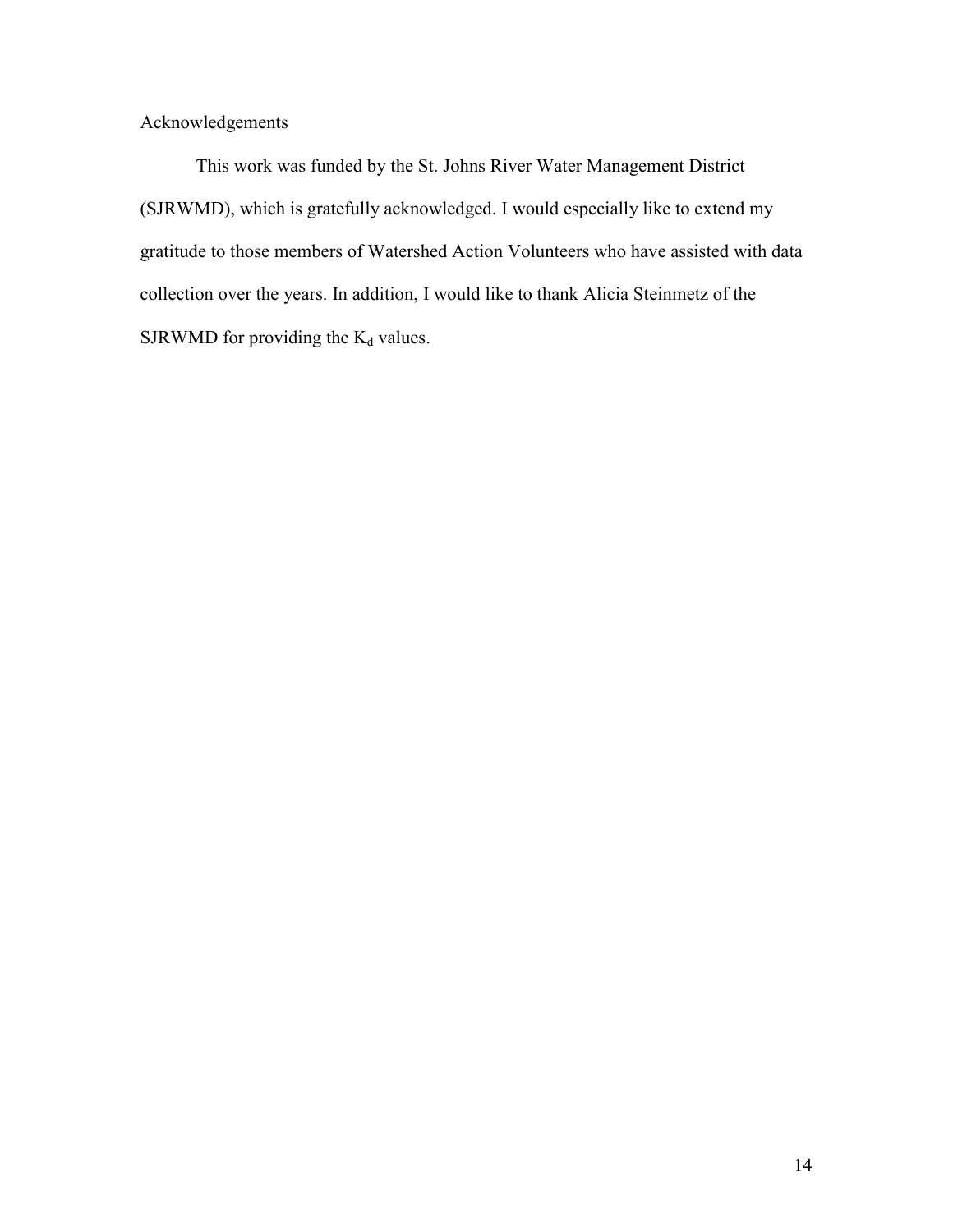# Acknowledgements

This work was funded by the St. Johns River Water Management District (SJRWMD), which is gratefully acknowledged. I would especially like to extend my gratitude to those members of Watershed Action Volunteers who have assisted with data collection over the years. In addition, I would like to thank Alicia Steinmetz of the SJRWMD for providing the $K_d$ values.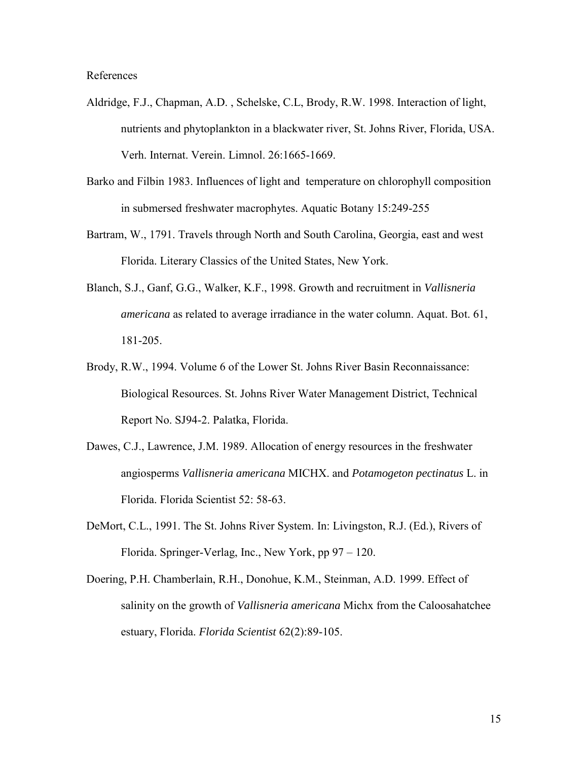References

Aldridge, F.J., Chapman, A.D. , Schelske, C.L, Brody, R.W. 1998. Interaction of light, nutrients and phytoplankton in a blackwater river, St. Johns River, Florida, USA. Verh. Internat. Verein. Limnol. 26:1665-1669.

Barko and Filbin 1983. Influences of light and temperature on chlorophyll composition in submersed freshwater macrophytes. Aquatic Botany 15:249-255

Bartram, W., 1791. Travels through North and South Carolina, Georgia, east and west Florida. Literary Classics of the United States, New York.

Blanch, S.J., Ganf, G.G., Walker, K.F., 1998. Growth and recruitment in *Vallisneria americana* as related to average irradiance in the water column. Aquat. Bot. 61, 181-205.

Brody, R.W., 1994. Volume 6 of the Lower St. Johns River Basin Reconnaissance: Biological Resources. St. Johns River Water Management District, Technical Report No. SJ94-2. Palatka, Florida.

Dawes, C.J., Lawrence, J.M. 1989. Allocation of energy resources in the freshwater angiosperms *Vallisneria americana* MICHX. and *Potamogeton pectinatus* L. in Florida. Florida Scientist 52: 58-63.

DeMort, C.L., 1991. The St. Johns River System. In: Livingston, R.J. (Ed.), Rivers of Florida. Springer-Verlag, Inc., New York, pp 97 – 120.

Doering, P.H. Chamberlain, R.H., Donohue, K.M., Steinman, A.D. 1999. Effect of salinity on the growth of *Vallisneria americana* Michx from the Caloosahatchee estuary, Florida. *Florida Scientist* 62(2):89-105.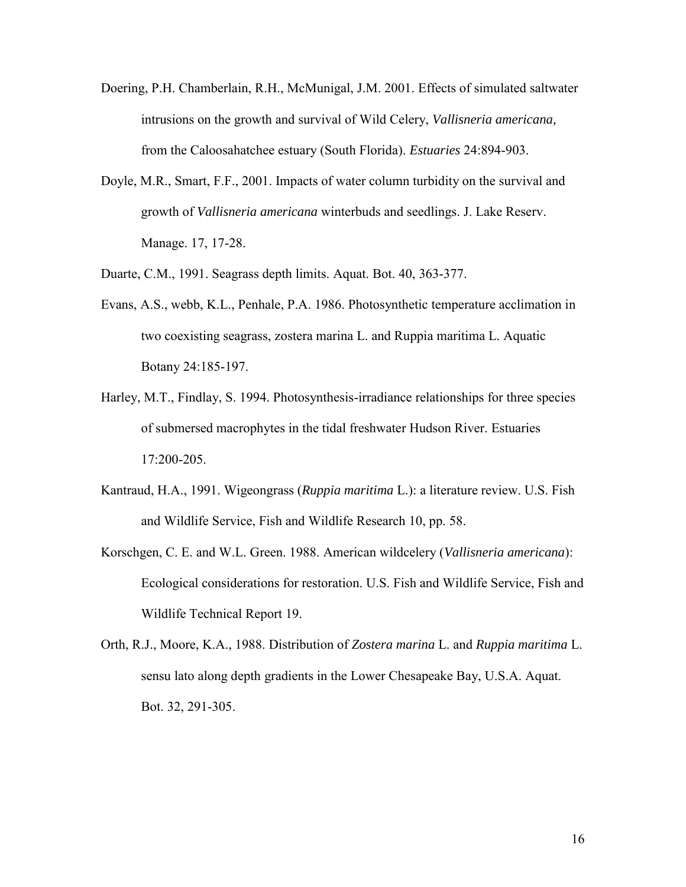Doering, P.H. Chamberlain, R.H., McMunigal, J.M. 2001. Effects of simulated saltwater intrusions on the growth and survival of Wild Celery, *Vallisneria americana,* from the Caloosahatchee estuary (South Florida). *Estuaries* 24:894-903.

Doyle, M.R., Smart, F.F., 2001. Impacts of water column turbidity on the survival and growth of *Vallisneria americana* winterbuds and seedlings. J. Lake Reserv. Manage. 17, 17-28.

Duarte, C.M., 1991. Seagrass depth limits. Aquat. Bot. 40, 363-377.

Evans, A.S., webb, K.L., Penhale, P.A. 1986. Photosynthetic temperature acclimation in two coexisting seagrass, zostera marina L. and Ruppia maritima L. Aquatic Botany 24:185-197.

Harley, M.T., Findlay, S. 1994. Photosynthesis-irradiance relationships for three species of submersed macrophytes in the tidal freshwater Hudson River. Estuaries 17:200-205.

Kantraud, H.A., 1991. Wigeongrass (*Ruppia maritima* L.): a literature review. U.S. Fish and Wildlife Service, Fish and Wildlife Research 10, pp. 58.

Korschgen, C. E. and W.L. Green. 1988. American wildcelery (*Vallisneria americana*): Ecological considerations for restoration. U.S. Fish and Wildlife Service, Fish and Wildlife Technical Report 19.

Orth, R.J., Moore, K.A., 1988. Distribution of *Zostera marina* L. and *Ruppia maritima* L. sensu lato along depth gradients in the Lower Chesapeake Bay, U.S.A. Aquat. Bot. 32, 291-305.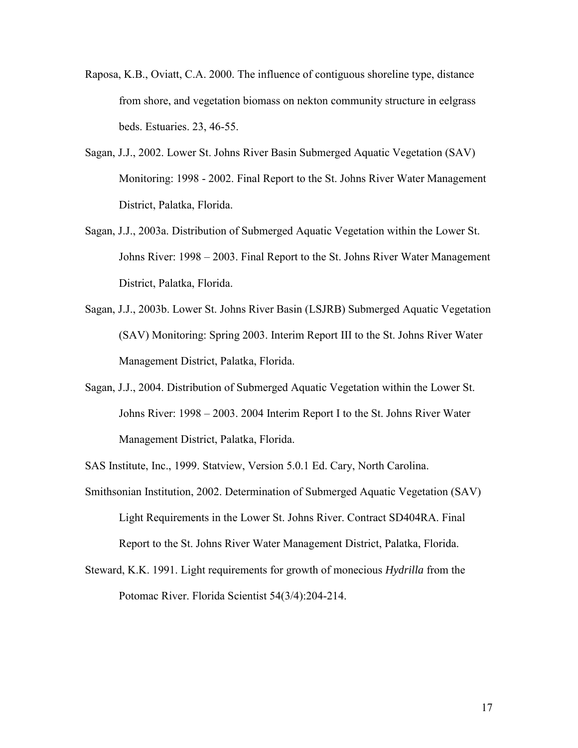Raposa, K.B., Oviatt, C.A. 2000. The influence of contiguous shoreline type, distance from shore, and vegetation biomass on nekton community structure in eelgrass beds. Estuaries. 23, 46-55.

Sagan, J.J., 2002. Lower St. Johns River Basin Submerged Aquatic Vegetation (SAV) Monitoring: 1998 - 2002. Final Report to the St. Johns River Water Management District, Palatka, Florida.

Sagan, J.J., 2003a. Distribution of Submerged Aquatic Vegetation within the Lower St. Johns River: 1998 – 2003. Final Report to the St. Johns River Water Management District, Palatka, Florida.

Sagan, J.J., 2003b. Lower St. Johns River Basin (LSJRB) Submerged Aquatic Vegetation (SAV) Monitoring: Spring 2003. Interim Report III to the St. Johns River Water Management District, Palatka, Florida.

Sagan, J.J., 2004. Distribution of Submerged Aquatic Vegetation within the Lower St. Johns River: 1998 – 2003. 2004 Interim Report I to the St. Johns River Water Management District, Palatka, Florida.

SAS Institute, Inc., 1999. Statview, Version 5.0.1 Ed. Cary, North Carolina.

Smithsonian Institution, 2002. Determination of Submerged Aquatic Vegetation (SAV) Light Requirements in the Lower St. Johns River. Contract SD404RA. Final Report to the St. Johns River Water Management District, Palatka, Florida.

Steward, K.K. 1991. Light requirements for growth of monecious *Hydrilla* from the Potomac River. Florida Scientist 54(3/4):204-214.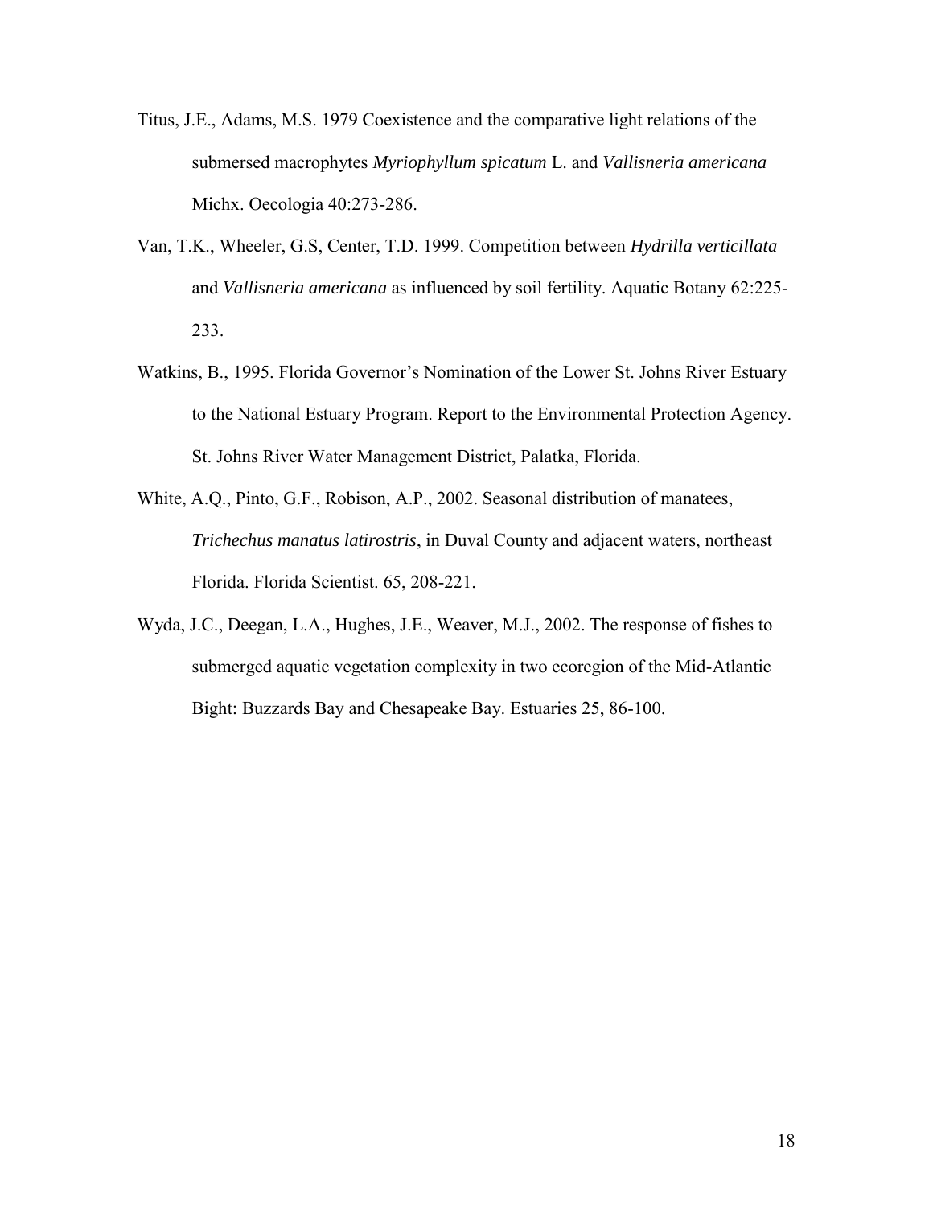Titus, J.E., Adams, M.S. 1979 Coexistence and the comparative light relations of the submersed macrophytes *Myriophyllum spicatum* L. and *Vallisneria americana* Michx. Oecologia 40:273-286.

Van, T.K., Wheeler, G.S, Center, T.D. 1999. Competition between *Hydrilla verticillata* and *Vallisneria americana* as influenced by soil fertility. Aquatic Botany 62:225-233.

Watkins, B., 1995. Florida Governor's Nomination of the Lower St. Johns River Estuary to the National Estuary Program. Report to the Environmental Protection Agency. St. Johns River Water Management District, Palatka, Florida.

White, A.Q., Pinto, G.F., Robison, A.P., 2002. Seasonal distribution of manatees, *Trichechus manatus latirostris*, in Duval County and adjacent waters, northeast Florida. Florida Scientist. 65, 208-221.

Wyda, J.C., Deegan, L.A., Hughes, J.E., Weaver, M.J., 2002. The response of fishes to submerged aquatic vegetation complexity in two ecoregion of the Mid-Atlantic Bight: Buzzards Bay and Chesapeake Bay. Estuaries 25, 86-100.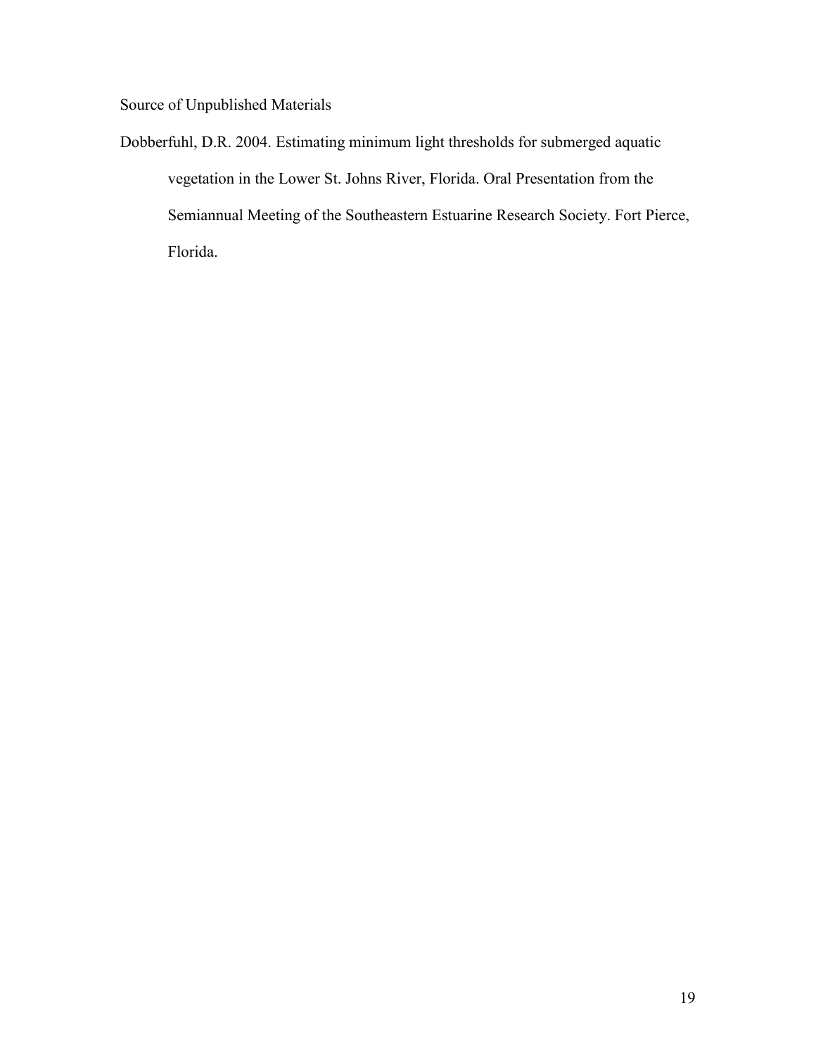Source of Unpublished Materials

Dobberfuhl, D.R. 2004. Estimating minimum light thresholds for submerged aquatic vegetation in the Lower St. Johns River, Florida. Oral Presentation from the Semiannual Meeting of the Southeastern Estuarine Research Society. Fort Pierce, Florida.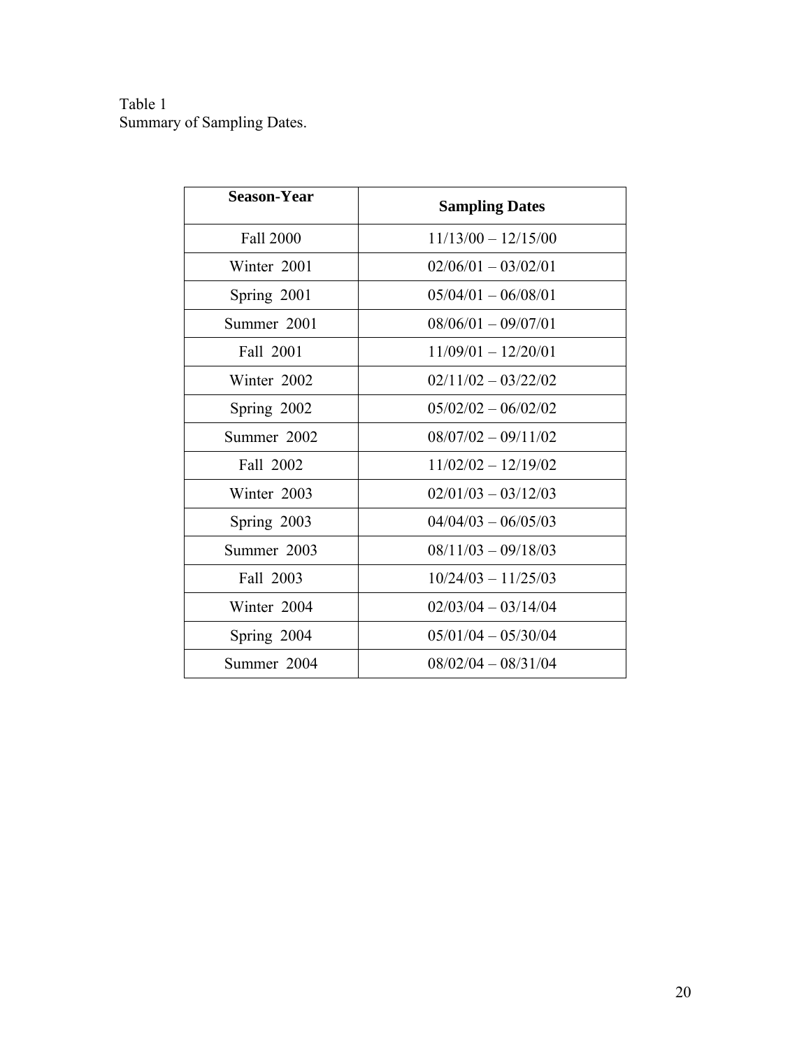Table 1
Summary of Sampling Dates.

| Season-Year | Sampling Dates |
|---|---|
| Fall 2000 | 11/13/00 – 12/15/00 |
| Winter 2001 | 02/06/01 – 03/02/01 |
| Spring 2001 | 05/04/01 – 06/08/01 |
| Summer 2001 | 08/06/01 – 09/07/01 |
| Fall 2001 | 11/09/01 – 12/20/01 |
| Winter 2002 | 02/11/02 – 03/22/02 |
| Spring 2002 | 05/02/02 – 06/02/02 |
| Summer 2002 | 08/07/02 – 09/11/02 |
| Fall 2002 | 11/02/02 – 12/19/02 |
| Winter 2003 | 02/01/03 – 03/12/03 |
| Spring 2003 | 04/04/03 – 06/05/03 |
| Summer 2003 | 08/11/03 – 09/18/03 |
| Fall 2003 | 10/24/03 – 11/25/03 |
| Winter 2004 | 02/03/04 – 03/14/04 |
| Spring 2004 | 05/01/04 – 05/30/04 |
| Summer 2004 | 08/02/04 – 08/31/04 |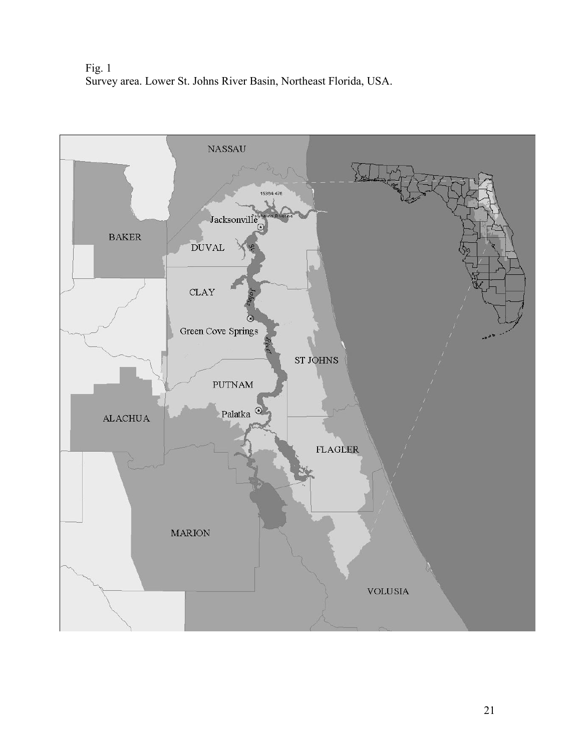Fig. 1
Survey area. Lower St. Johns River Basin, Northeast Florida, USA.

NASSAU

15384 476

Jacksonville

Polyhaline Riverine

BAKER

DUVAL

CLAY

St. Johns River

Green Cove Springs

ST JOHNS

PUTNAM

Palatka

ALACHUA

FLAGLER

MARION

VOLUSIA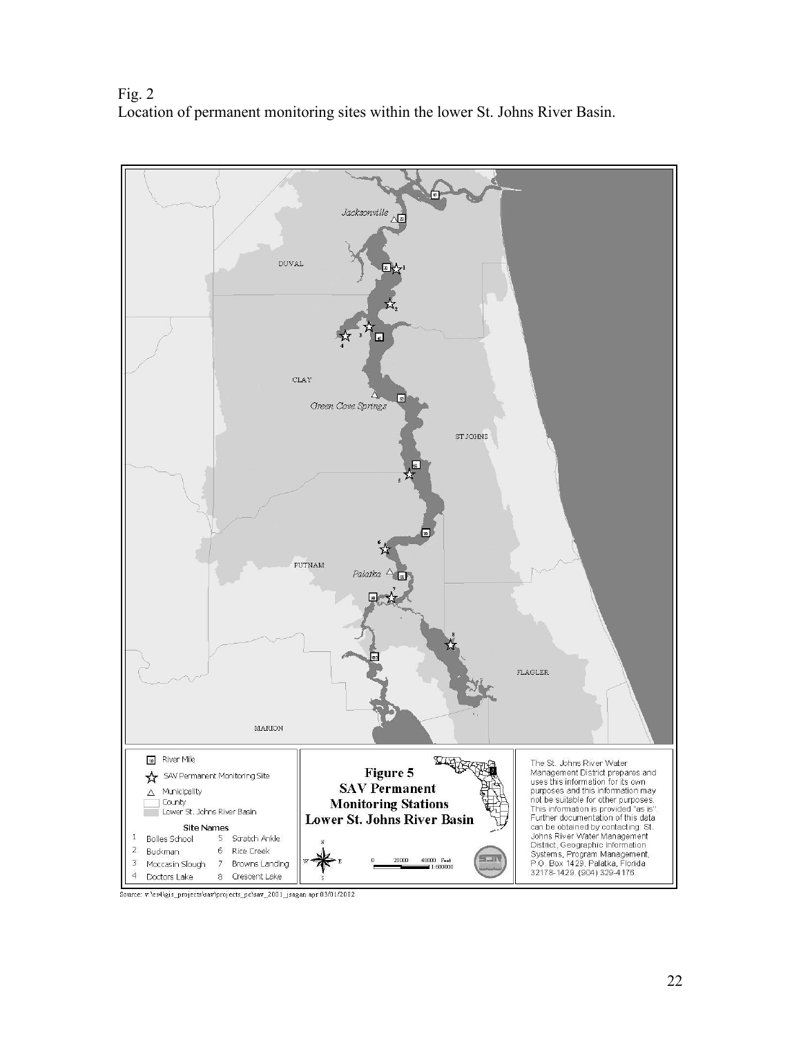Fig. 2
Location of permanent monitoring sites within the lower St. Johns River Basin.

Jacksonville

DUVAL

CLAY

Green Cove Springs

ST JOHNS

PUTNAM

Palatka

FLAGLER

MARION

River Mile

SAV Permanent Monitoring Site

Municipality

County

Lower St. Johns River Basin

Site Names

1 Bolles School
2 Buckman
3 Moccasin Slough
4 Doctors Lake
5 Scratch Ankle
6 Rice Creek
7 Browns Landing
8 Crescent Lake

**Figure 5**
**SAV Permanent Monitoring Stations**
**Lower St. Johns River Basin**

0 20000 40000 Feet
1:600000

The St. Johns River Water Management District prepares and uses this information for its own purposes and this information may not be suitable for other purposes. This information is provided "as is". Further documentation of this data can be obtained by contacting: St. Johns River Water Management District, Geographic Information Systems, Program Management, P.O. Box 1429, Palatka, Florida 32178-1429. (904) 329-4176.

Source: v:\rs4\gis_projects\sav\projects_pc\sav_2001_jsagan.apr 03/01/2002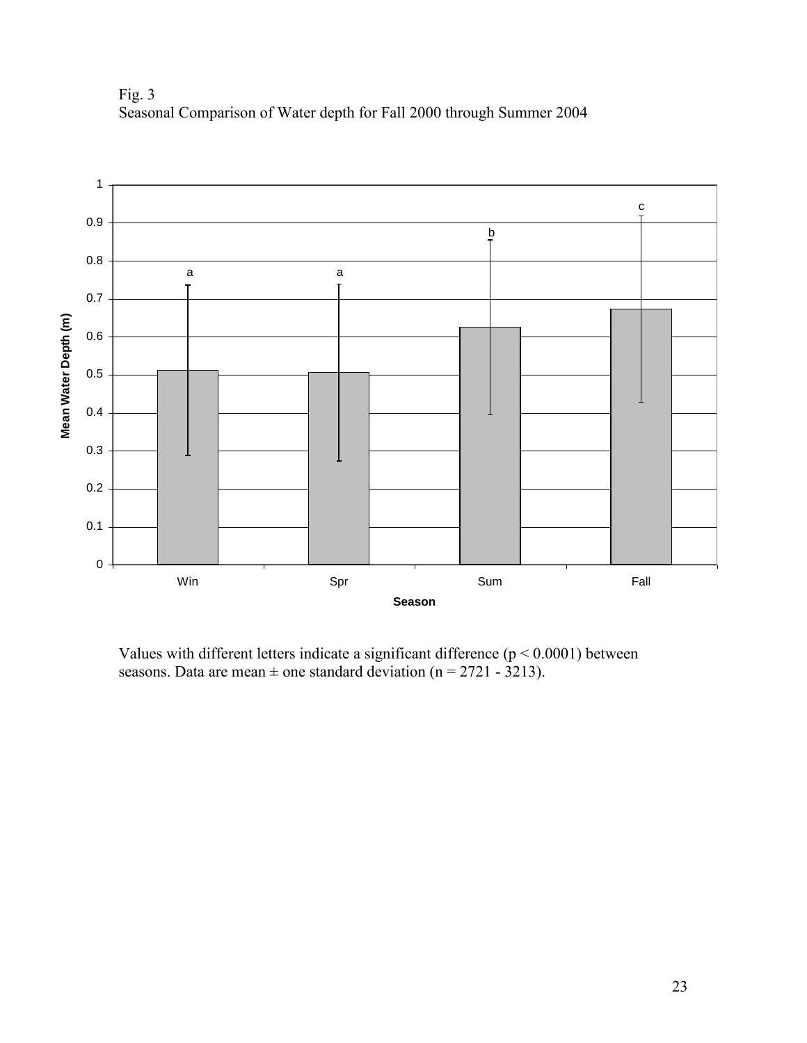Fig. 3
Seasonal Comparison of Water depth for Fall 2000 through Summer 2004

Mean Water Depth (m)

1
0.9
0.8
0.7
0.6
0.5
0.4
0.3
0.2
0.1
0

a a b c

Win Spr Sum Fall

Season

Values with different letters indicate a significant difference ($p < 0.0001$) between seasons. Data are mean ± one standard deviation ($n = 2721 - 3213$).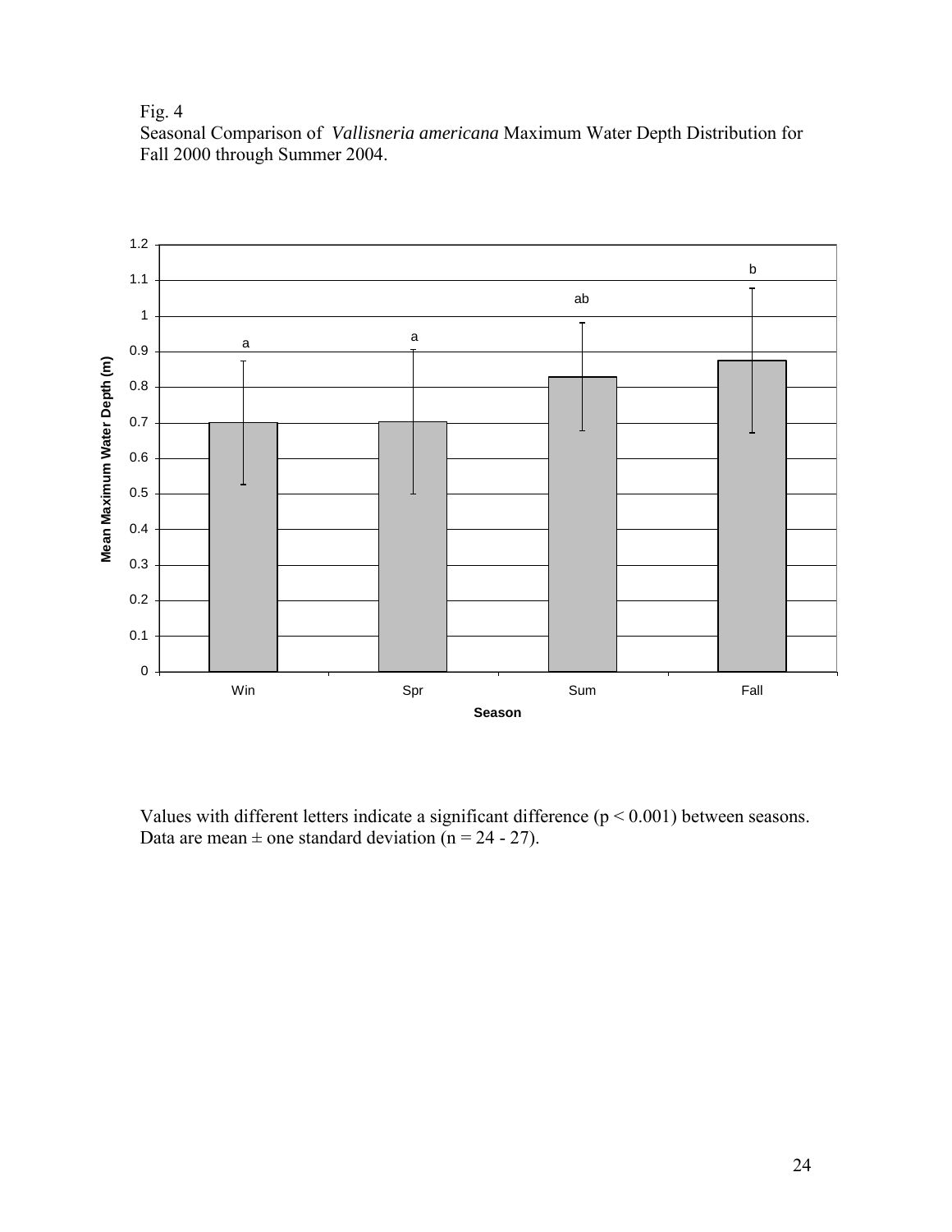Fig. 4
Seasonal Comparison of *Vallisneria americana* Maximum Water Depth Distribution for Fall 2000 through Summer 2004.

Mean Maximum Water Depth (m)

1.2
1.1
1
0.9
0.8
0.7
0.6
0.5
0.4
0.3
0.2
0.1
0

a
a
ab
b

Win
Spr
Sum
Fall

Season

Values with different letters indicate a significant difference ($p < 0.001$) between seasons. Data are mean ± one standard deviation ($n = 24 - 27$).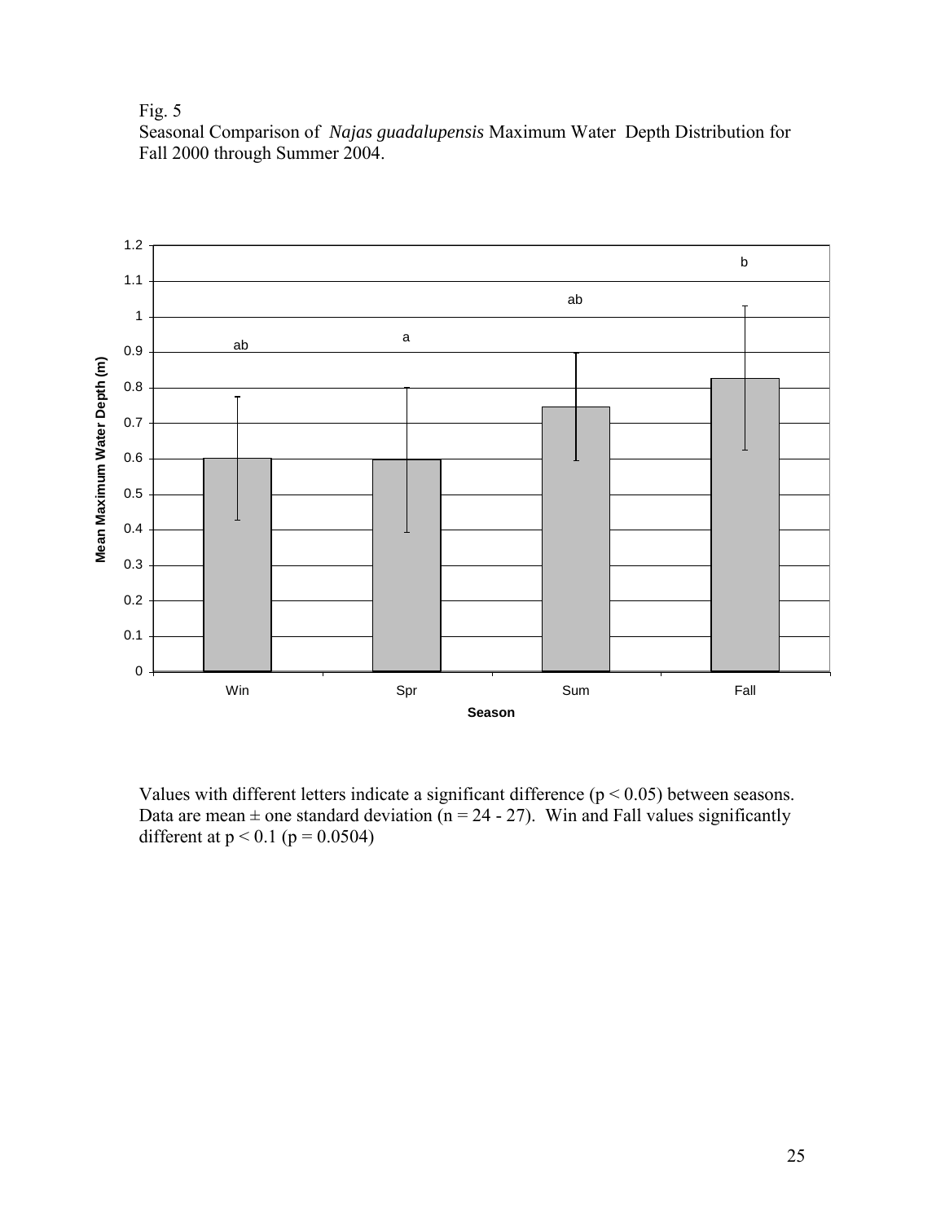Fig. 5
Seasonal Comparison of *Najas guadalupensis* Maximum Water Depth Distribution for Fall 2000 through Summer 2004.

Values with different letters indicate a significant difference ($p < 0.05$) between seasons. Data are mean ± one standard deviation ($n = 24 - 27$). Win and Fall values significantly different at $p < 0.1$ ($p = 0.0504$)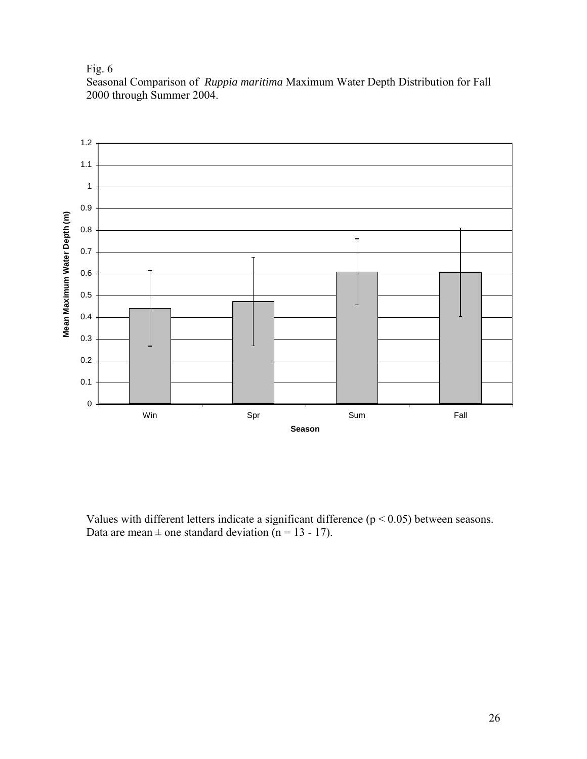Fig. 6
Seasonal Comparison of *Ruppia maritima* Maximum Water Depth Distribution for Fall 2000 through Summer 2004.

Mean Maximum Water Depth (m)

1.2
1.1
1
0.9
0.8
0.7
0.6
0.5
0.4
0.3
0.2
0.1
0

Win
Spr
Sum
Fall

Season

Values with different letters indicate a significant difference ($p < 0.05$) between seasons. Data are mean ± one standard deviation (n = 13 - 17).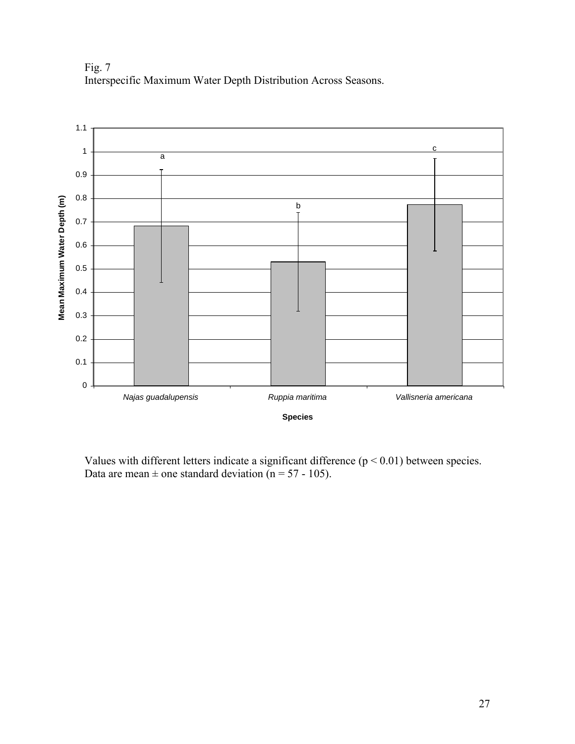Fig. 7
Interspecific Maximum Water Depth Distribution Across Seasons.

1.1
1
0.9
0.8
0.7
0.6
0.5
0.4
0.3
0.2
0.1
0

**Mean Maximum Water Depth (m)**

a
b
c

*Najas guadalupensis*
*Ruppia maritima*
*Vallisneria americana*

**Species**

Values with different letters indicate a significant difference ($p < 0.01$) between species. Data are mean ± one standard deviation ($n = 57 - 105$).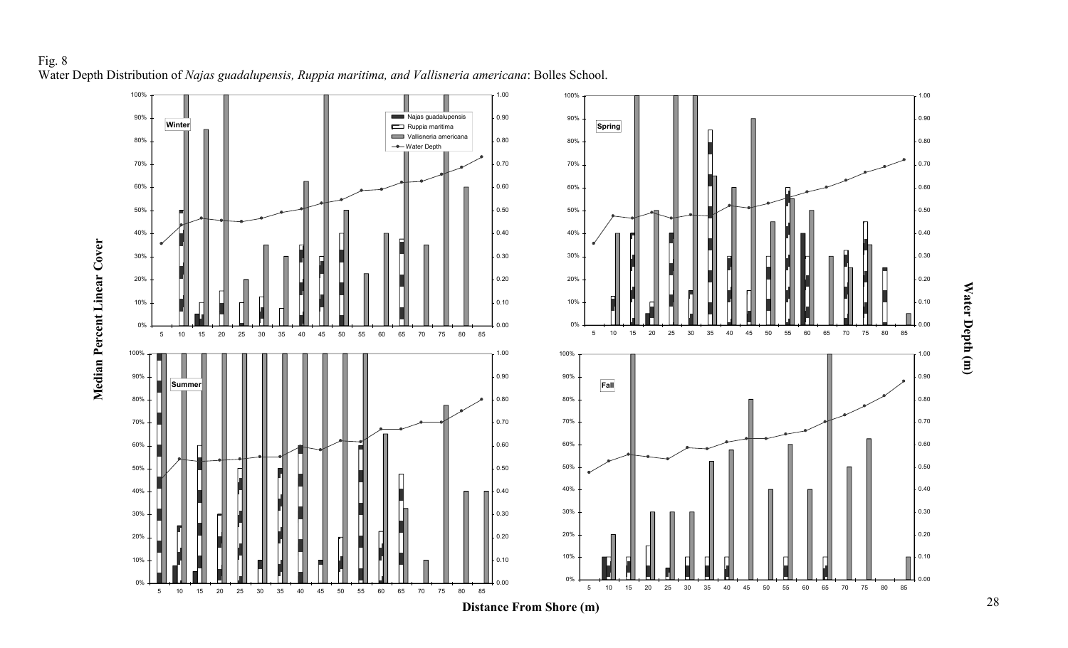Fig. 8
Water Depth Distribution of *Najas guadalupensis, Ruppia maritima, and Vallisneria americana*: Bolles School.

Winter

Spring

Summer

Fall

Najas guadalupensis
Ruppia maritima
Vallisneria americana
Water Depth

Median Percent Linear Cover

Water Depth (m)

Distance From Shore (m)

0% 10% 20% 30% 40% 50% 60% 70% 80% 90% 100%

0.00 0.10 0.20 0.30 0.40 0.50 0.60 0.70 0.80 0.90 1.00

5 10 15 20 25 30 35 40 45 50 55 60 65 70 75 80 85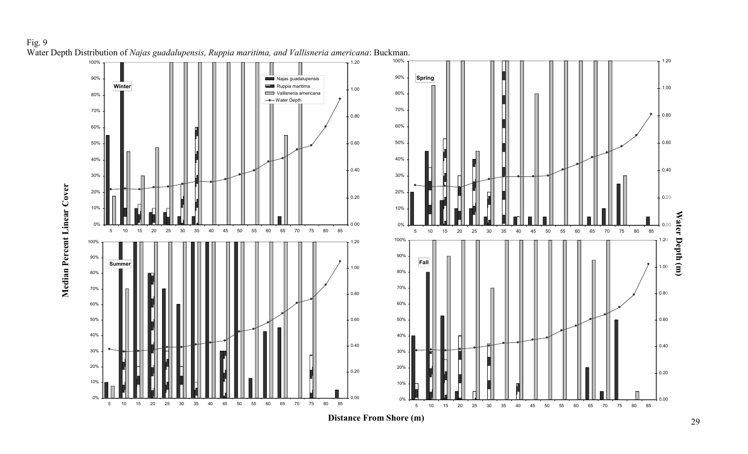Fig. 9
Water Depth Distribution of *Najas guadalupensis, Ruppia maritima, and Vallisneria americana*: Buckman.

Winter

Spring

Summer

Fall

Najas guadalupensis
Ruppia maritima
Vallisneria americana
Water Depth

Median Percent Linear Cover

0%
10%
20%
30%
40%
50%
60%
70%
80%
90%
100%

Water Depth (m)

0.00
0.20
0.40
0.60
0.80
1.00
1.20

5 10 15 20 25 30 35 40 45 50 55 60 65 70 75 80 85

Distance From Shore (m)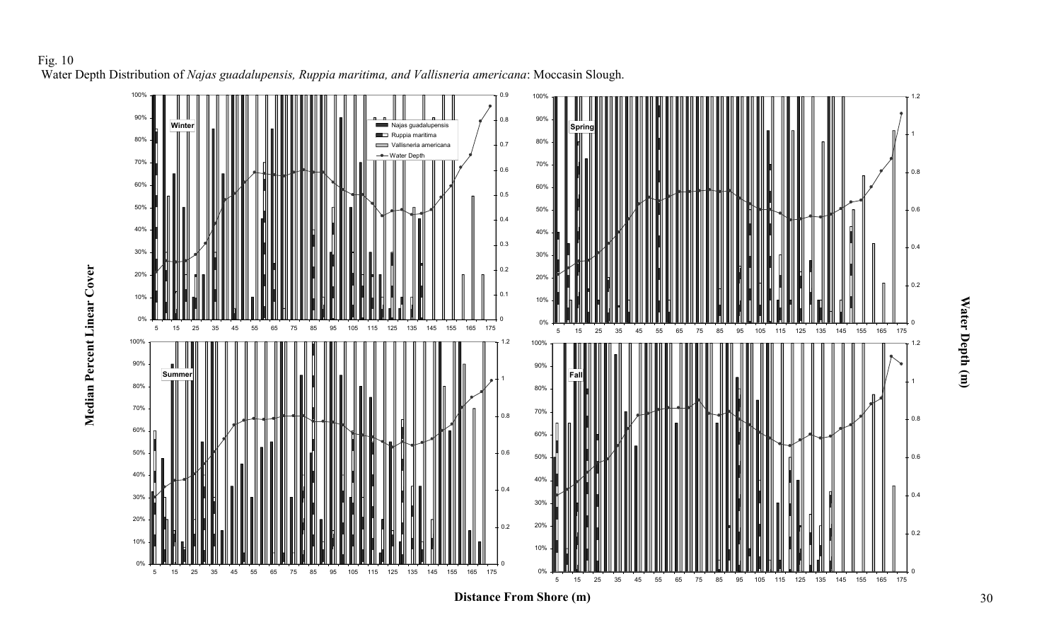Fig. 10

Water Depth Distribution of *Najas guadalupensis, Ruppia maritima, and Vallisneria americana*: Moccasin Slough.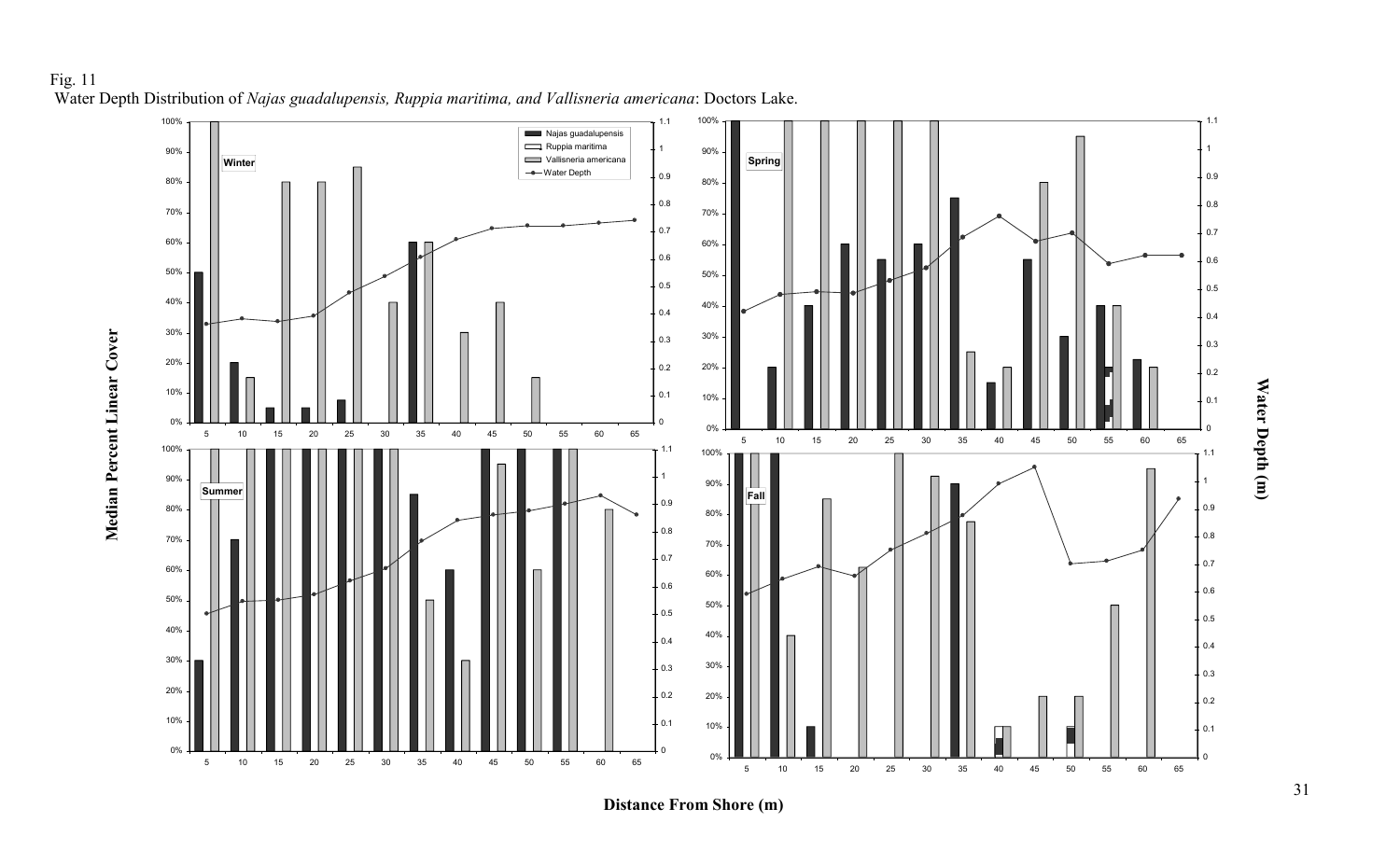Fig. 11
Water Depth Distribution of *Najas guadalupensis, Ruppia maritima, and Vallisneria americana*: Doctors Lake.

Winter

Spring

Summer

Fall

Najas guadalupensis
Ruppia maritima
Vallisneria americana
Water Depth

Median Percent Linear Cover

Water Depth (m)

Distance From Shore (m)

0%
10%
20%
30%
40%
50%
60%
70%
80%
90%
100%

0
0.1
0.2
0.3
0.4
0.5
0.6
0.7
0.8
0.9
1
1.1

5 10 15 20 25 30 35 40 45 50 55 60 65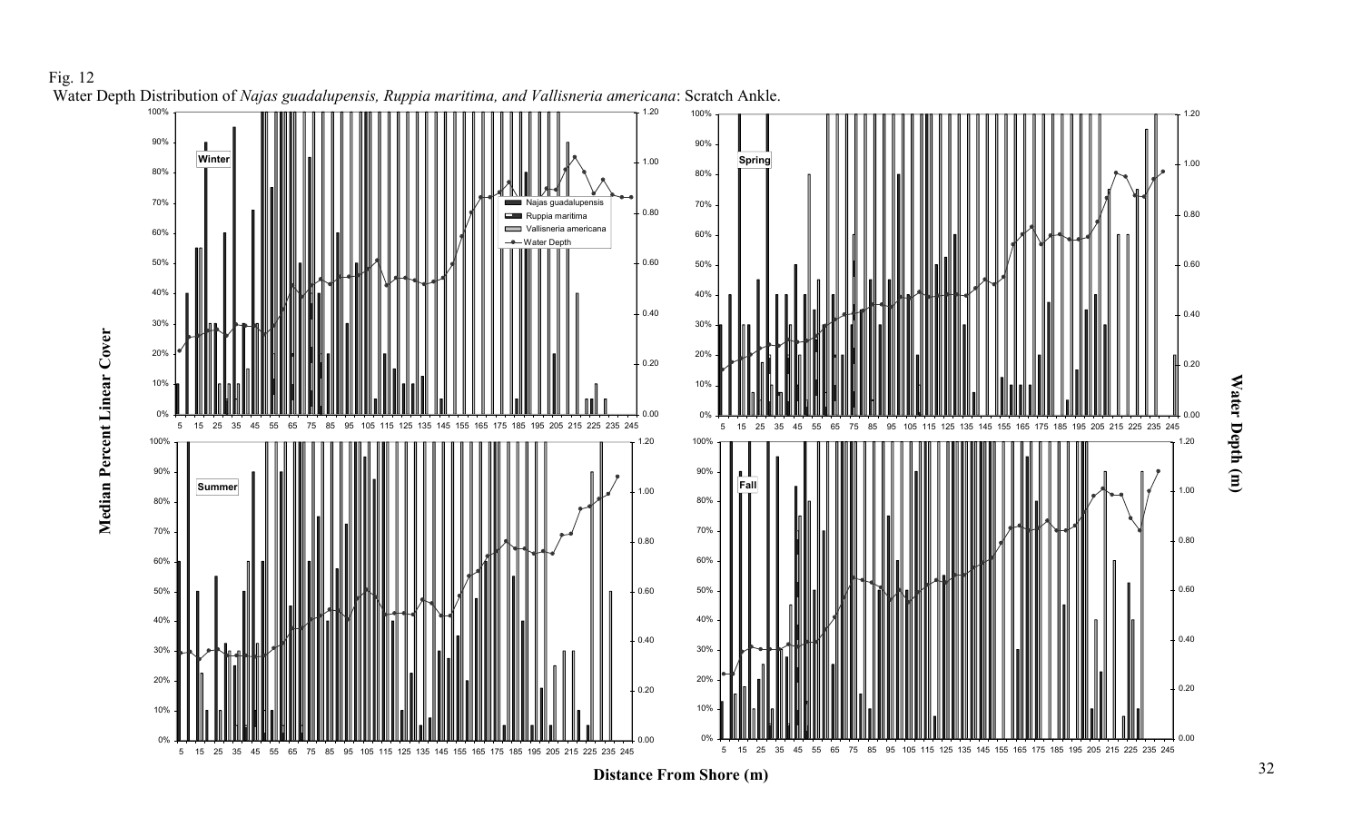Fig. 12

Water Depth Distribution of *Najas guadalupensis, Ruppia maritima, and Vallisneria americana*: Scratch Ankle.

Winter

Spring

Summer

Fall

Najas guadalupensis

Ruppia maritima

Vallisneria americana

Water Depth

Median Percent Linear Cover

Water Depth (m)

Distance From Shore (m)

0% 10% 20% 30% 40% 50% 60% 70% 80% 90% 100%

0.00 0.20 0.40 0.60 0.80 1.00 1.20

5 15 25 35 45 55 65 75 85 95 105 115 125 135 145 155 165 175 185 195 205 215 225 235 245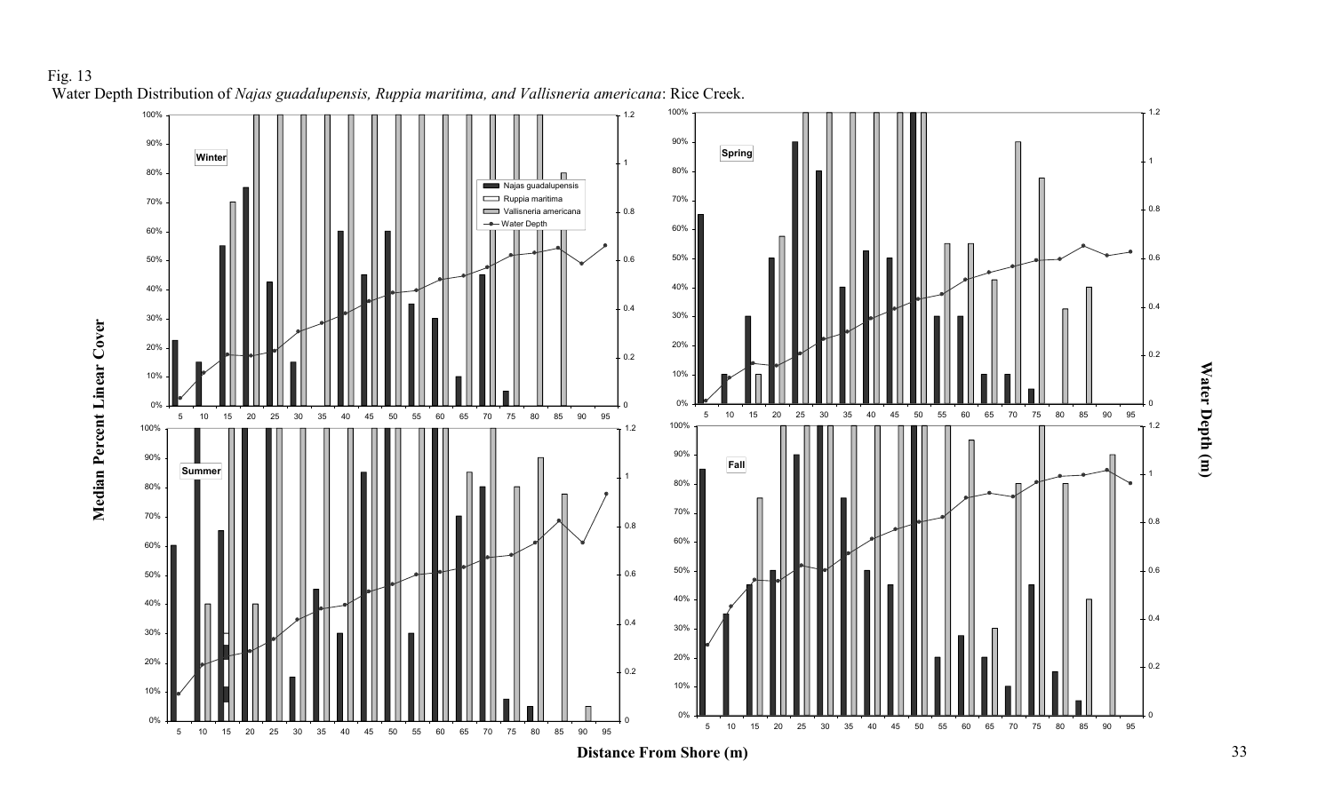Fig. 13

Water Depth Distribution of *Najas guadalupensis, Ruppia maritima, and Vallisneria americana*: Rice Creek.

Winter

Spring

Summer

Fall

Najas guadalupensis

Ruppia maritima

Vallisneria americana

Water Depth

Median Percent Linear Cover

Water Depth (m)

Distance From Shore (m)

0% 10% 20% 30% 40% 50% 60% 70% 80% 90% 100%

0 0.2 0.4 0.6 0.8 1 1.2

5 10 15 20 25 30 35 40 45 50 55 60 65 70 75 80 85 90 95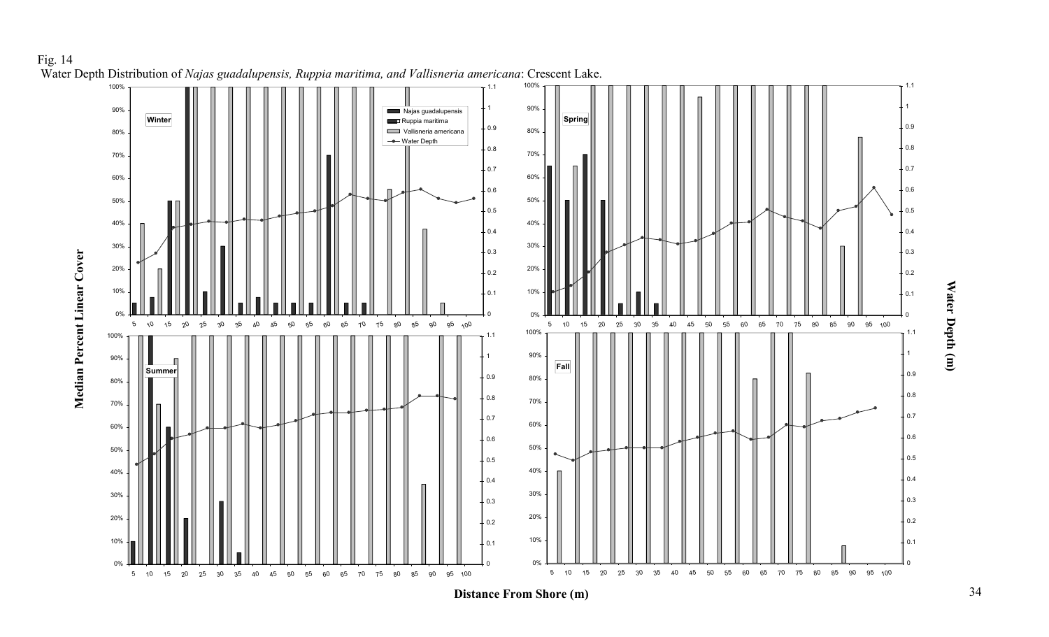Fig. 14

Water Depth Distribution of *Najas guadalupensis, Ruppia maritima, and Vallisneria americana*: Crescent Lake.

Winter

Spring

Summer

Fall

Najas guadalupensis

Ruppia maritima

Vallisneria americana

Water Depth

Median Percent Linear Cover

Water Depth (m)

Distance From Shore (m)

0% 10% 20% 30% 40% 50% 60% 70% 80% 90% 100%

0 0.1 0.2 0.3 0.4 0.5 0.6 0.7 0.8 0.9 1 1.1

5 10 15 20 25 30 35 40 45 50 55 60 65 70 75 80 85 90 95 100